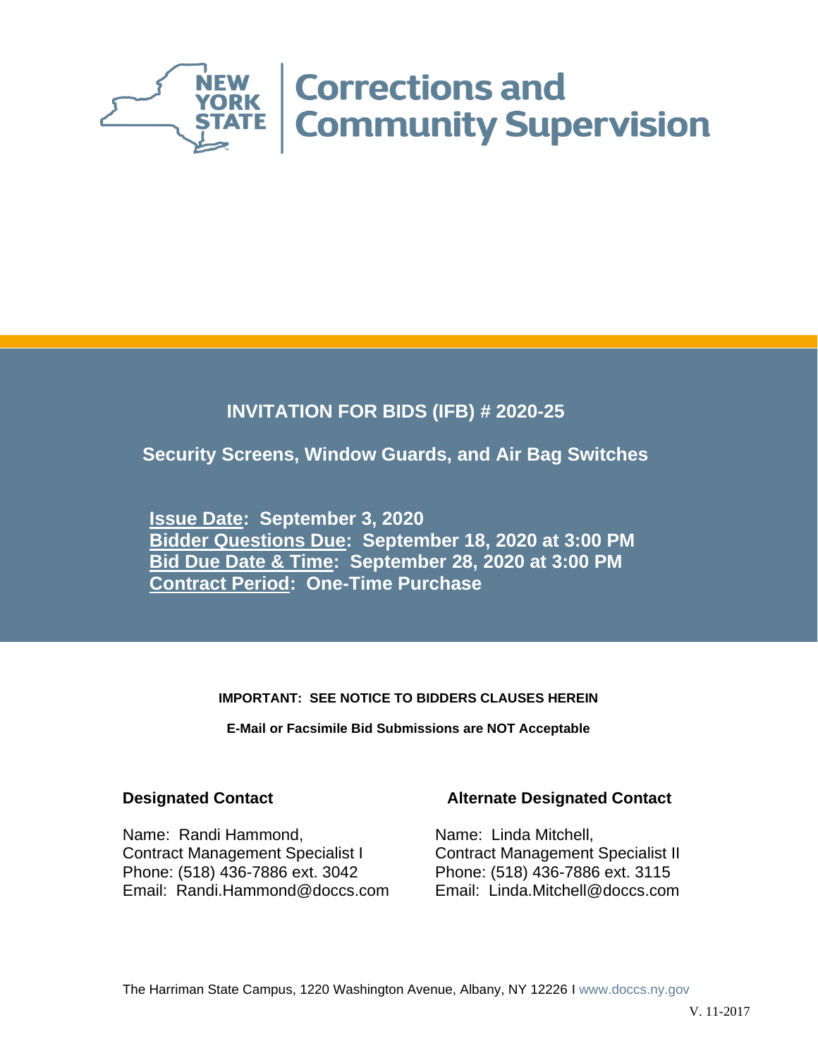NEW YORK STATE | Corrections and Community Supervision

# INVITATION FOR BIDS (IFB) # 2020-25

## Security Screens, Window Guards, and Air Bag Switches

**Issue Date: September 3, 2020**
**Bidder Questions Due: September 18, 2020 at 3:00 PM**
**Bid Due Date & Time: September 28, 2020 at 3:00 PM**
**Contract Period: One-Time Purchase**

**IMPORTANT: SEE NOTICE TO BIDDERS CLAUSES HEREIN**

**E-Mail or Facsimile Bid Submissions are NOT Acceptable**

### Designated Contact

Name: Randi Hammond,
Contract Management Specialist I
Phone: (518) 436-7886 ext. 3042
Email: Randi.Hammond@doccs.com

### Alternate Designated Contact

Name: Linda Mitchell,
Contract Management Specialist II
Phone: (518) 436-7886 ext. 3115
Email: Linda.Mitchell@doccs.com

The Harriman State Campus, 1220 Washington Avenue, Albany, NY 12226 I www.doccs.ny.gov

V. 11-2017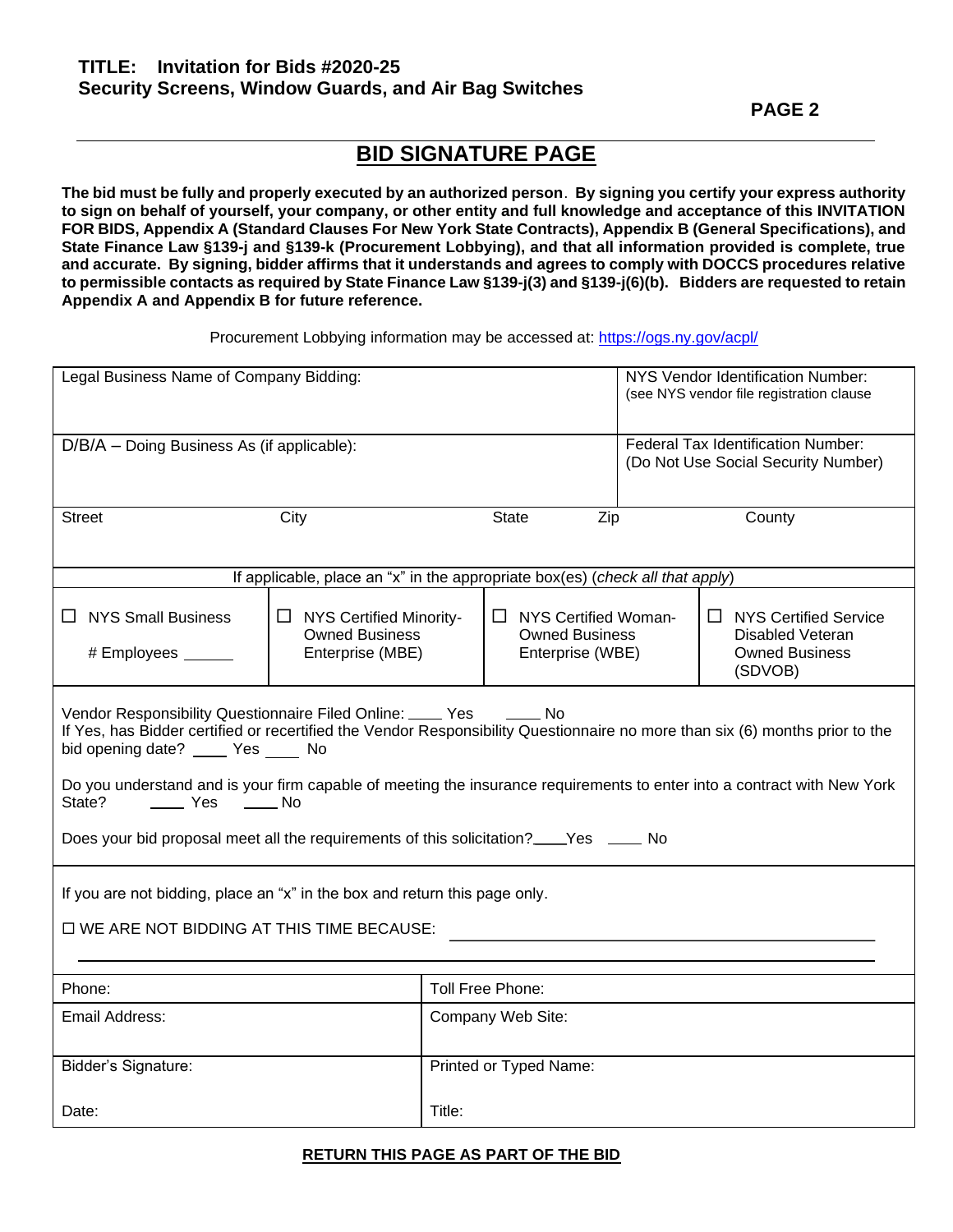**TITLE: Invitation for Bids #2020-25**
**Security Screens, Window Guards, and Air Bag Switches**

## BID SIGNATURE PAGE

**The bid must be fully and properly executed by an authorized person. By signing you certify your express authority to sign on behalf of yourself, your company, or other entity and full knowledge and acceptance of this INVITATION FOR BIDS, Appendix A (Standard Clauses For New York State Contracts), Appendix B (General Specifications), and State Finance Law §139-j and §139-k (Procurement Lobbying), and that all information provided is complete, true and accurate. By signing, bidder affirms that it understands and agrees to comply with DOCCS procedures relative to permissible contacts as required by State Finance Law §139-j(3) and §139-j(6)(b). Bidders are requested to retain Appendix A and Appendix B for future reference.**

Procurement Lobbying information may be accessed at: https://ogs.ny.gov/acpl/

| | | | |
|---|---|---|---|
| Legal Business Name of Company Bidding: | | | NYS Vendor Identification Number: (see NYS vendor file registration clause |
| D/B/A – Doing Business As (if applicable): | | | Federal Tax Identification Number: (Do Not Use Social Security Number) |
| Street | City | State Zip | County |

If applicable, place an "x" in the appropriate box(es) (*check all that apply*)

| | | | |
|---|---|---|---|
| ☐ NYS Small Business # Employees ______ | ☐ NYS Certified Minority-Owned Business Enterprise (MBE) | ☐ NYS Certified Woman-Owned Business Enterprise (WBE) | ☐ NYS Certified Service Disabled Veteran Owned Business (SDVOB) |

Vendor Responsibility Questionnaire Filed Online: ____ Yes ____ No
If Yes, has Bidder certified or recertified the Vendor Responsibility Questionnaire no more than six (6) months prior to the bid opening date? ____ Yes ____ No

Do you understand and is your firm capable of meeting the insurance requirements to enter into a contract with New York State? ____ Yes ____ No

Does your bid proposal meet all the requirements of this solicitation?____Yes ____ No

If you are not bidding, place an "x" in the box and return this page only.

☐ WE ARE NOT BIDDING AT THIS TIME BECAUSE: ______________________________________________

______________________________________________________________________

| | |
|---|---|
| Phone: | Toll Free Phone: |
| Email Address: | Company Web Site: |
| Bidder's Signature: | Printed or Typed Name: |
| Date: | Title: |

**RETURN THIS PAGE AS PART OF THE BID**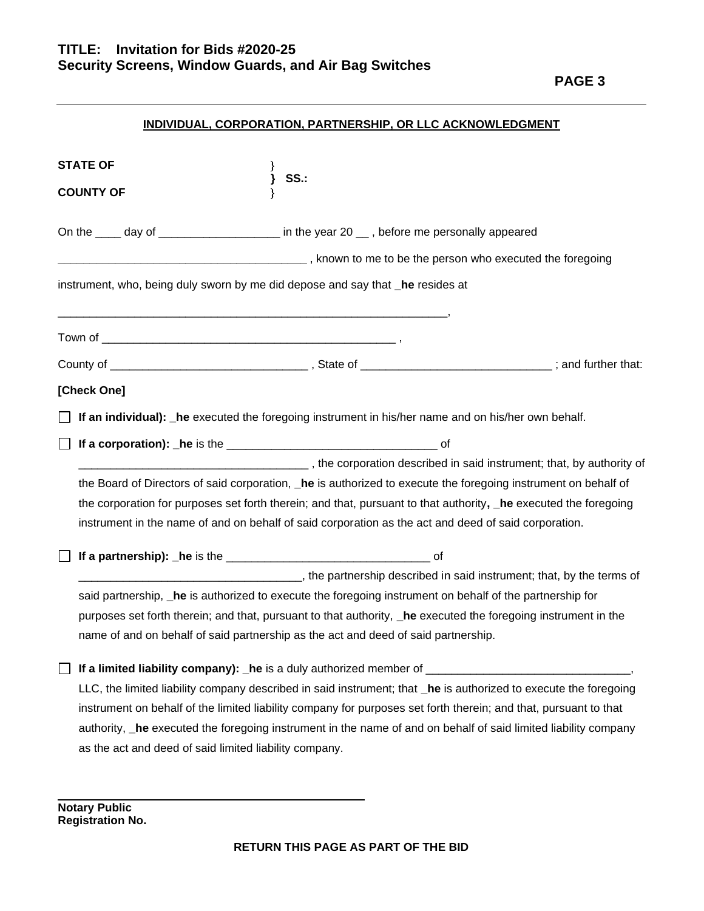## INDIVIDUAL, CORPORATION, PARTNERSHIP, OR LLC ACKNOWLEDGMENT

**STATE OF** } 
} **SS.:**
**COUNTY OF** }

On the ____ day of ___________________ in the year 20 __ , before me personally appeared

_______________________________________ , known to me to be the person who executed the foregoing instrument, who, being duly sworn by me did depose and say that _**he** resides at

_______________________________________________________________,

Town of _______________________________________________ ,

County of ______________________________ , State of _____________________________ ; and further that:

**[Check One]**

☐ **If an individual):** _**he** executed the foregoing instrument in his/her name and on his/her own behalf.

☐ **If a corporation):** _**he** is the _________________________________ of ___________________________________ , the corporation described in said instrument; that, by authority of the Board of Directors of said corporation, _**he** is authorized to execute the foregoing instrument on behalf of the corporation for purposes set forth therein; and that, pursuant to that authority**,** _**he** executed the foregoing instrument in the name of and on behalf of said corporation as the act and deed of said corporation.

☐ **If a partnership):** _**he** is the _______________________________ of ___________________________________, the partnership described in said instrument; that, by the terms of said partnership, _**he** is authorized to execute the foregoing instrument on behalf of the partnership for purposes set forth therein; and that, pursuant to that authority, _**he** executed the foregoing instrument in the name of and on behalf of said partnership as the act and deed of said partnership.

☐ **If a limited liability company):** _**he** is a duly authorized member of ________________________________, LLC, the limited liability company described in said instrument; that _**he** is authorized to execute the foregoing instrument on behalf of the limited liability company for purposes set forth therein; and that, pursuant to that authority, _**he** executed the foregoing instrument in the name of and on behalf of said limited liability company as the act and deed of said limited liability company.

_______________________________________________
**Notary Public**
**Registration No.**

**RETURN THIS PAGE AS PART OF THE BID**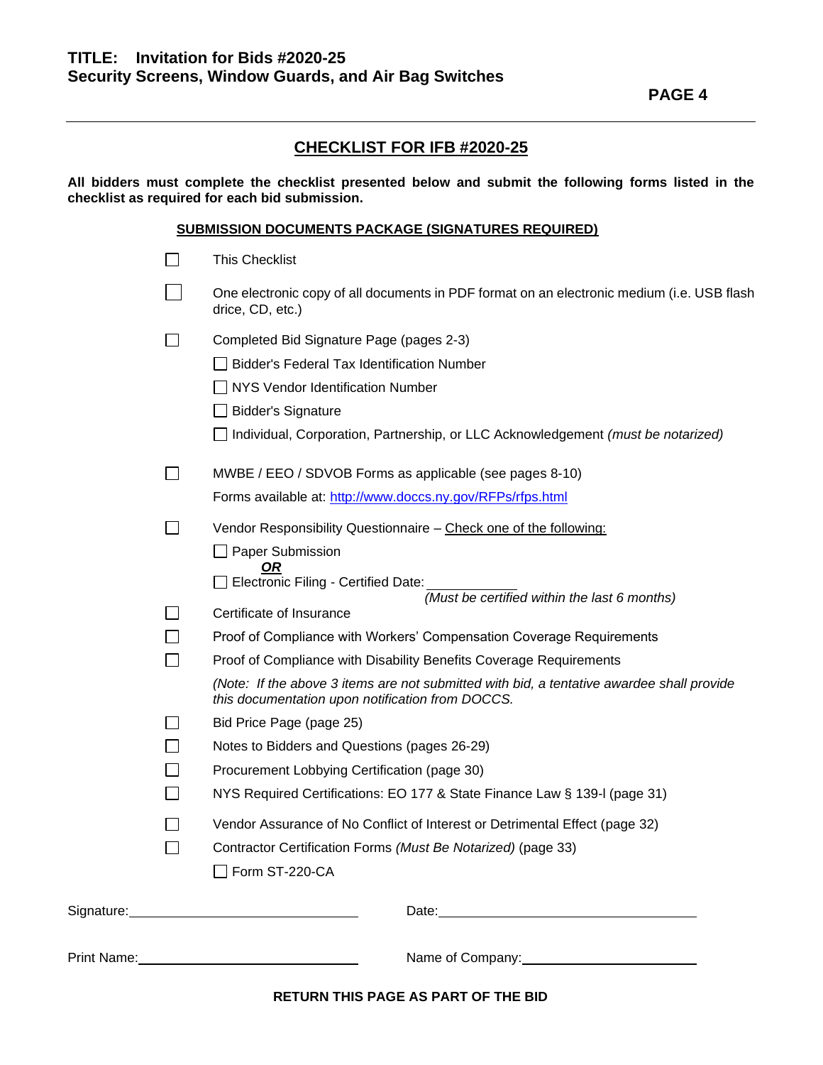## CHECKLIST FOR IFB #2020-25

**All bidders must complete the checklist presented below and submit the following forms listed in the checklist as required for each bid submission.**

**SUBMISSION DOCUMENTS PACKAGE (SIGNATURES REQUIRED)**

- ☐ This Checklist
- ☐ One electronic copy of all documents in PDF format on an electronic medium (i.e. USB flash drice, CD, etc.)
- ☐ Completed Bid Signature Page (pages 2-3)
  - ☐ Bidder's Federal Tax Identification Number
  - ☐ NYS Vendor Identification Number
  - ☐ Bidder's Signature
  - ☐ Individual, Corporation, Partnership, or LLC Acknowledgement *(must be notarized)*
- ☐ MWBE / EEO / SDVOB Forms as applicable (see pages 8-10)
  Forms available at: http://www.doccs.ny.gov/RFPs/rfps.html
- ☐ Vendor Responsibility Questionnaire – Check one of the following:
  - ☐ Paper Submission
    ***OR***
  - ☐ Electronic Filing - Certified Date: ____________
    *(Must be certified within the last 6 months)*
- ☐ Certificate of Insurance
- ☐ Proof of Compliance with Workers' Compensation Coverage Requirements
- ☐ Proof of Compliance with Disability Benefits Coverage Requirements
  *(Note: If the above 3 items are not submitted with bid, a tentative awardee shall provide this documentation upon notification from DOCCS.*
- ☐ Bid Price Page (page 25)
- ☐ Notes to Bidders and Questions (pages 26-29)
- ☐ Procurement Lobbying Certification (page 30)
- ☐ NYS Required Certifications: EO 177 & State Finance Law § 139-l (page 31)
- ☐ Vendor Assurance of No Conflict of Interest or Detrimental Effect (page 32)
- ☐ Contractor Certification Forms *(Must Be Notarized)* (page 33)
  - ☐ Form ST-220-CA

Signature: ______________________________ Date: ______________________________

Print Name: ______________________________ Name of Company: ______________________________

**RETURN THIS PAGE AS PART OF THE BID**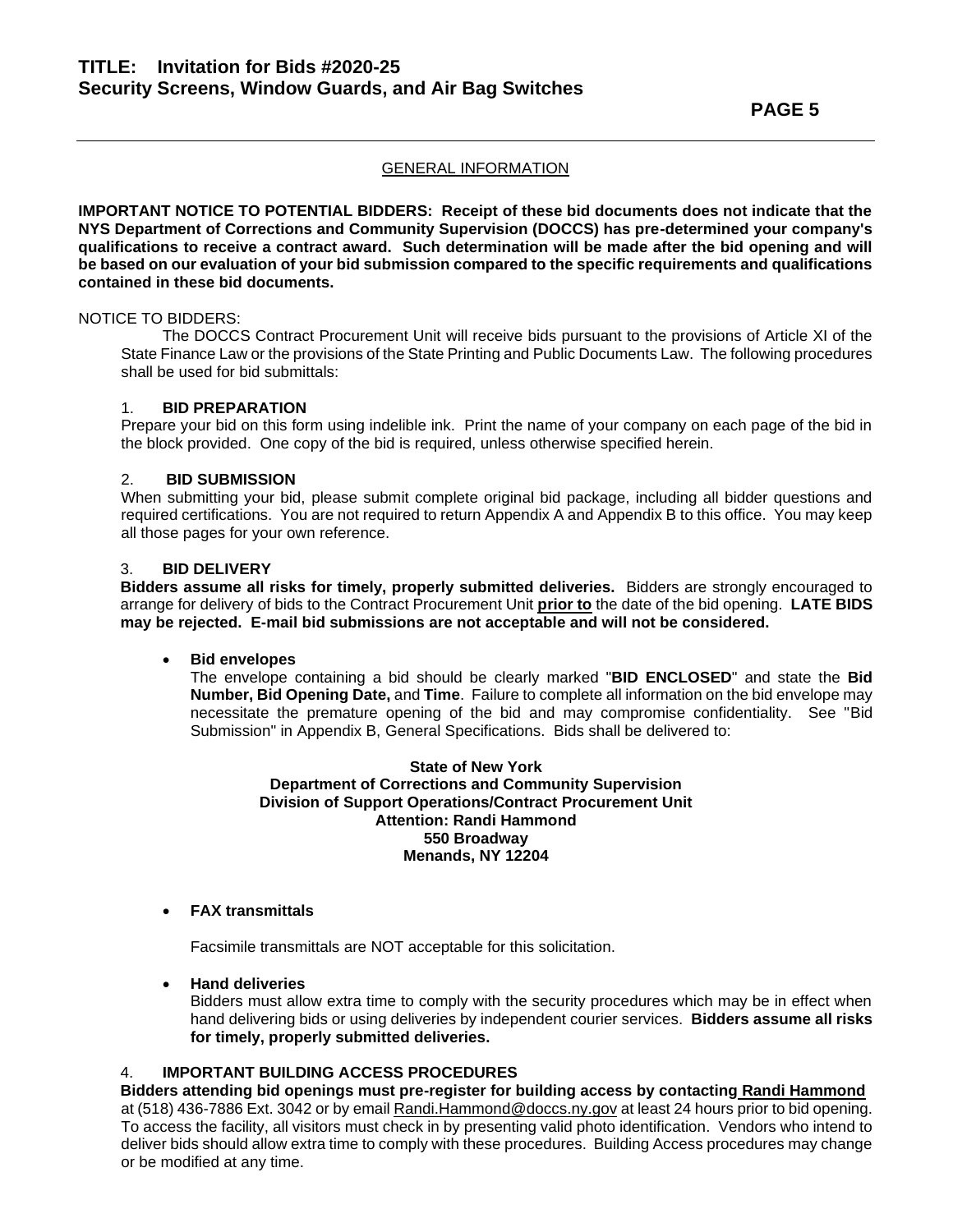## GENERAL INFORMATION

**IMPORTANT NOTICE TO POTENTIAL BIDDERS: Receipt of these bid documents does not indicate that the NYS Department of Corrections and Community Supervision (DOCCS) has pre-determined your company's qualifications to receive a contract award. Such determination will be made after the bid opening and will be based on our evaluation of your bid submission compared to the specific requirements and qualifications contained in these bid documents.**

NOTICE TO BIDDERS:

The DOCCS Contract Procurement Unit will receive bids pursuant to the provisions of Article XI of the State Finance Law or the provisions of the State Printing and Public Documents Law. The following procedures shall be used for bid submittals:

### 1. BID PREPARATION

Prepare your bid on this form using indelible ink. Print the name of your company on each page of the bid in the block provided. One copy of the bid is required, unless otherwise specified herein.

### 2. BID SUBMISSION

When submitting your bid, please submit complete original bid package, including all bidder questions and required certifications. You are not required to return Appendix A and Appendix B to this office. You may keep all those pages for your own reference.

### 3. BID DELIVERY

**Bidders assume all risks for timely, properly submitted deliveries.** Bidders are strongly encouraged to arrange for delivery of bids to the Contract Procurement Unit **prior to** the date of the bid opening. **LATE BIDS may be rejected. E-mail bid submissions are not acceptable and will not be considered.**

- **Bid envelopes**

  The envelope containing a bid should be clearly marked "**BID ENCLOSED**" and state the **Bid Number, Bid Opening Date,** and **Time**. Failure to complete all information on the bid envelope may necessitate the premature opening of the bid and may compromise confidentiality. See "Bid Submission" in Appendix B, General Specifications. Bids shall be delivered to:

  **State of New York**
  **Department of Corrections and Community Supervision**
  **Division of Support Operations/Contract Procurement Unit**
  **Attention: Randi Hammond**
  **550 Broadway**
  **Menands, NY 12204**

- **FAX transmittals**

  Facsimile transmittals are NOT acceptable for this solicitation.

- **Hand deliveries**

  Bidders must allow extra time to comply with the security procedures which may be in effect when hand delivering bids or using deliveries by independent courier services. **Bidders assume all risks for timely, properly submitted deliveries.**

### 4. IMPORTANT BUILDING ACCESS PROCEDURES

**Bidders attending bid openings must pre-register for building access by contacting Randi Hammond** at (518) 436-7886 Ext. 3042 or by email Randi.Hammond@doccs.ny.gov at least 24 hours prior to bid opening. To access the facility, all visitors must check in by presenting valid photo identification. Vendors who intend to deliver bids should allow extra time to comply with these procedures. Building Access procedures may change or be modified at any time.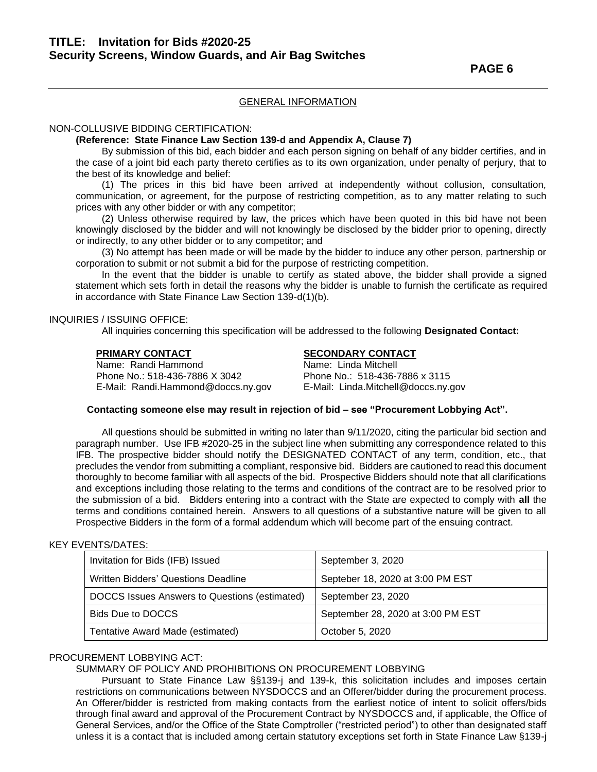## GENERAL INFORMATION

NON-COLLUSIVE BIDDING CERTIFICATION:

**(Reference: State Finance Law Section 139-d and Appendix A, Clause 7)**

By submission of this bid, each bidder and each person signing on behalf of any bidder certifies, and in the case of a joint bid each party thereto certifies as to its own organization, under penalty of perjury, that to the best of its knowledge and belief:

(1) The prices in this bid have been arrived at independently without collusion, consultation, communication, or agreement, for the purpose of restricting competition, as to any matter relating to such prices with any other bidder or with any competitor;

(2) Unless otherwise required by law, the prices which have been quoted in this bid have not been knowingly disclosed by the bidder and will not knowingly be disclosed by the bidder prior to opening, directly or indirectly, to any other bidder or to any competitor; and

(3) No attempt has been made or will be made by the bidder to induce any other person, partnership or corporation to submit or not submit a bid for the purpose of restricting competition.

In the event that the bidder is unable to certify as stated above, the bidder shall provide a signed statement which sets forth in detail the reasons why the bidder is unable to furnish the certificate as required in accordance with State Finance Law Section 139-d(1)(b).

INQUIRIES / ISSUING OFFICE:

All inquiries concerning this specification will be addressed to the following **Designated Contact:**

**PRIMARY CONTACT**
Name: Randi Hammond
Phone No.: 518-436-7886 X 3042
E-Mail: Randi.Hammond@doccs.ny.gov

**SECONDARY CONTACT**
Name: Linda Mitchell
Phone No.: 518-436-7886 x 3115
E-Mail: Linda.Mitchell@doccs.ny.gov

**Contacting someone else may result in rejection of bid – see "Procurement Lobbying Act".**

All questions should be submitted in writing no later than 9/11/2020, citing the particular bid section and paragraph number. Use IFB #2020-25 in the subject line when submitting any correspondence related to this IFB. The prospective bidder should notify the DESIGNATED CONTACT of any term, condition, etc., that precludes the vendor from submitting a compliant, responsive bid. Bidders are cautioned to read this document thoroughly to become familiar with all aspects of the bid. Prospective Bidders should note that all clarifications and exceptions including those relating to the terms and conditions of the contract are to be resolved prior to the submission of a bid. Bidders entering into a contract with the State are expected to comply with **all** the terms and conditions contained herein. Answers to all questions of a substantive nature will be given to all Prospective Bidders in the form of a formal addendum which will become part of the ensuing contract.

KEY EVENTS/DATES:

| | |
|---|---|
| Invitation for Bids (IFB) Issued | September 3, 2020 |
| Written Bidders' Questions Deadline | Septeber 18, 2020 at 3:00 PM EST |
| DOCCS Issues Answers to Questions (estimated) | September 23, 2020 |
| Bids Due to DOCCS | September 28, 2020 at 3:00 PM EST |
| Tentative Award Made (estimated) | October 5, 2020 |

PROCUREMENT LOBBYING ACT:

SUMMARY OF POLICY AND PROHIBITIONS ON PROCUREMENT LOBBYING

Pursuant to State Finance Law §§139-j and 139-k, this solicitation includes and imposes certain restrictions on communications between NYSDOCCS and an Offerer/bidder during the procurement process. An Offerer/bidder is restricted from making contacts from the earliest notice of intent to solicit offers/bids through final award and approval of the Procurement Contract by NYSDOCCS and, if applicable, the Office of General Services, and/or the Office of the State Comptroller ("restricted period") to other than designated staff unless it is a contact that is included among certain statutory exceptions set forth in State Finance Law §139-j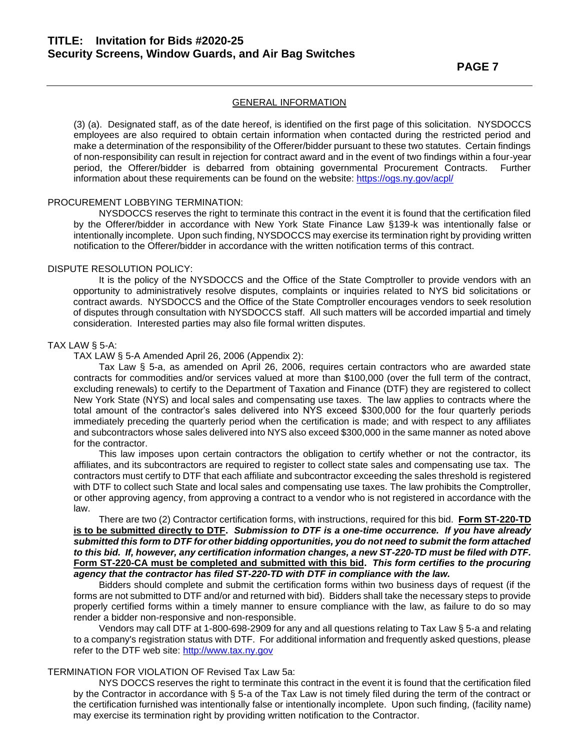## GENERAL INFORMATION

(3) (a). Designated staff, as of the date hereof, is identified on the first page of this solicitation. NYSDOCCS employees are also required to obtain certain information when contacted during the restricted period and make a determination of the responsibility of the Offerer/bidder pursuant to these two statutes. Certain findings of non-responsibility can result in rejection for contract award and in the event of two findings within a four-year period, the Offerer/bidder is debarred from obtaining governmental Procurement Contracts. Further information about these requirements can be found on the website: https://ogs.ny.gov/acpl/

PROCUREMENT LOBBYING TERMINATION:

NYSDOCCS reserves the right to terminate this contract in the event it is found that the certification filed by the Offerer/bidder in accordance with New York State Finance Law §139-k was intentionally false or intentionally incomplete. Upon such finding, NYSDOCCS may exercise its termination right by providing written notification to the Offerer/bidder in accordance with the written notification terms of this contract.

DISPUTE RESOLUTION POLICY:

It is the policy of the NYSDOCCS and the Office of the State Comptroller to provide vendors with an opportunity to administratively resolve disputes, complaints or inquiries related to NYS bid solicitations or contract awards. NYSDOCCS and the Office of the State Comptroller encourages vendors to seek resolution of disputes through consultation with NYSDOCCS staff. All such matters will be accorded impartial and timely consideration. Interested parties may also file formal written disputes.

TAX LAW § 5-A:

TAX LAW § 5-A Amended April 26, 2006 (Appendix 2):

Tax Law § 5-a, as amended on April 26, 2006, requires certain contractors who are awarded state contracts for commodities and/or services valued at more than $100,000 (over the full term of the contract, excluding renewals) to certify to the Department of Taxation and Finance (DTF) they are registered to collect New York State (NYS) and local sales and compensating use taxes. The law applies to contracts where the total amount of the contractor's sales delivered into NYS exceed $300,000 for the four quarterly periods immediately preceding the quarterly period when the certification is made; and with respect to any affiliates and subcontractors whose sales delivered into NYS also exceed $300,000 in the same manner as noted above for the contractor.

This law imposes upon certain contractors the obligation to certify whether or not the contractor, its affiliates, and its subcontractors are required to register to collect state sales and compensating use tax. The contractors must certify to DTF that each affiliate and subcontractor exceeding the sales threshold is registered with DTF to collect such State and local sales and compensating use taxes. The law prohibits the Comptroller, or other approving agency, from approving a contract to a vendor who is not registered in accordance with the law.

There are two (2) Contractor certification forms, with instructions, required for this bid. **Form ST-220-TD is to be submitted directly to DTF.** ***Submission to DTF is a one-time occurrence. If you have already submitted this form to DTF for other bidding opportunities, you do not need to submit the form attached to this bid. If, however, any certification information changes, a new ST-220-TD must be filed with DTF.*** **Form ST-220-CA must be completed and submitted with this bid.** ***This form certifies to the procuring agency that the contractor has filed ST-220-TD with DTF in compliance with the law.***

Bidders should complete and submit the certification forms within two business days of request (if the forms are not submitted to DTF and/or and returned with bid). Bidders shall take the necessary steps to provide properly certified forms within a timely manner to ensure compliance with the law, as failure to do so may render a bidder non-responsive and non-responsible.

Vendors may call DTF at 1-800-698-2909 for any and all questions relating to Tax Law § 5-a and relating to a company's registration status with DTF. For additional information and frequently asked questions, please refer to the DTF web site: http://www.tax.ny.gov

TERMINATION FOR VIOLATION OF Revised Tax Law 5a:

NYS DOCCS reserves the right to terminate this contract in the event it is found that the certification filed by the Contractor in accordance with § 5-a of the Tax Law is not timely filed during the term of the contract or the certification furnished was intentionally false or intentionally incomplete. Upon such finding, (facility name) may exercise its termination right by providing written notification to the Contractor.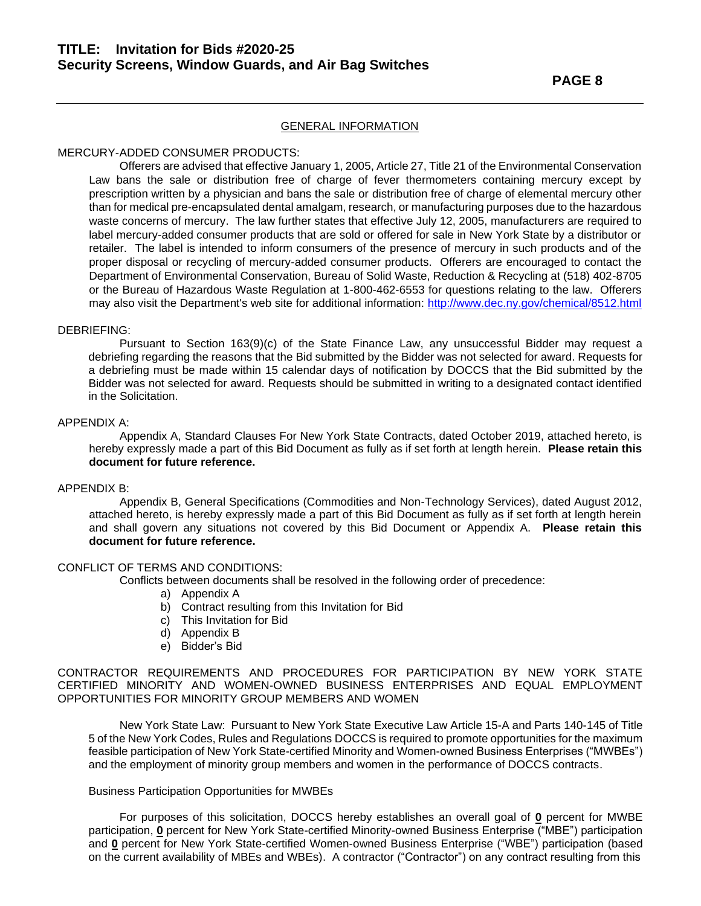## GENERAL INFORMATION

MERCURY-ADDED CONSUMER PRODUCTS:

Offerers are advised that effective January 1, 2005, Article 27, Title 21 of the Environmental Conservation Law bans the sale or distribution free of charge of fever thermometers containing mercury except by prescription written by a physician and bans the sale or distribution free of charge of elemental mercury other than for medical pre-encapsulated dental amalgam, research, or manufacturing purposes due to the hazardous waste concerns of mercury. The law further states that effective July 12, 2005, manufacturers are required to label mercury-added consumer products that are sold or offered for sale in New York State by a distributor or retailer. The label is intended to inform consumers of the presence of mercury in such products and of the proper disposal or recycling of mercury-added consumer products. Offerers are encouraged to contact the Department of Environmental Conservation, Bureau of Solid Waste, Reduction & Recycling at (518) 402-8705 or the Bureau of Hazardous Waste Regulation at 1-800-462-6553 for questions relating to the law. Offerers may also visit the Department's web site for additional information: http://www.dec.ny.gov/chemical/8512.html

DEBRIEFING:

Pursuant to Section 163(9)(c) of the State Finance Law, any unsuccessful Bidder may request a debriefing regarding the reasons that the Bid submitted by the Bidder was not selected for award. Requests for a debriefing must be made within 15 calendar days of notification by DOCCS that the Bid submitted by the Bidder was not selected for award. Requests should be submitted in writing to a designated contact identified in the Solicitation.

APPENDIX A:

Appendix A, Standard Clauses For New York State Contracts, dated October 2019, attached hereto, is hereby expressly made a part of this Bid Document as fully as if set forth at length herein. **Please retain this document for future reference.**

APPENDIX B:

Appendix B, General Specifications (Commodities and Non-Technology Services), dated August 2012, attached hereto, is hereby expressly made a part of this Bid Document as fully as if set forth at length herein and shall govern any situations not covered by this Bid Document or Appendix A. **Please retain this document for future reference.**

CONFLICT OF TERMS AND CONDITIONS:

Conflicts between documents shall be resolved in the following order of precedence:

a) Appendix A
b) Contract resulting from this Invitation for Bid
c) This Invitation for Bid
d) Appendix B
e) Bidder's Bid

CONTRACTOR REQUIREMENTS AND PROCEDURES FOR PARTICIPATION BY NEW YORK STATE CERTIFIED MINORITY AND WOMEN-OWNED BUSINESS ENTERPRISES AND EQUAL EMPLOYMENT OPPORTUNITIES FOR MINORITY GROUP MEMBERS AND WOMEN

New York State Law: Pursuant to New York State Executive Law Article 15-A and Parts 140-145 of Title 5 of the New York Codes, Rules and Regulations DOCCS is required to promote opportunities for the maximum feasible participation of New York State-certified Minority and Women-owned Business Enterprises ("MWBEs") and the employment of minority group members and women in the performance of DOCCS contracts.

Business Participation Opportunities for MWBEs

For purposes of this solicitation, DOCCS hereby establishes an overall goal of **0** percent for MWBE participation, **0** percent for New York State-certified Minority-owned Business Enterprise ("MBE") participation and **0** percent for New York State-certified Women-owned Business Enterprise ("WBE") participation (based on the current availability of MBEs and WBEs). A contractor ("Contractor") on any contract resulting from this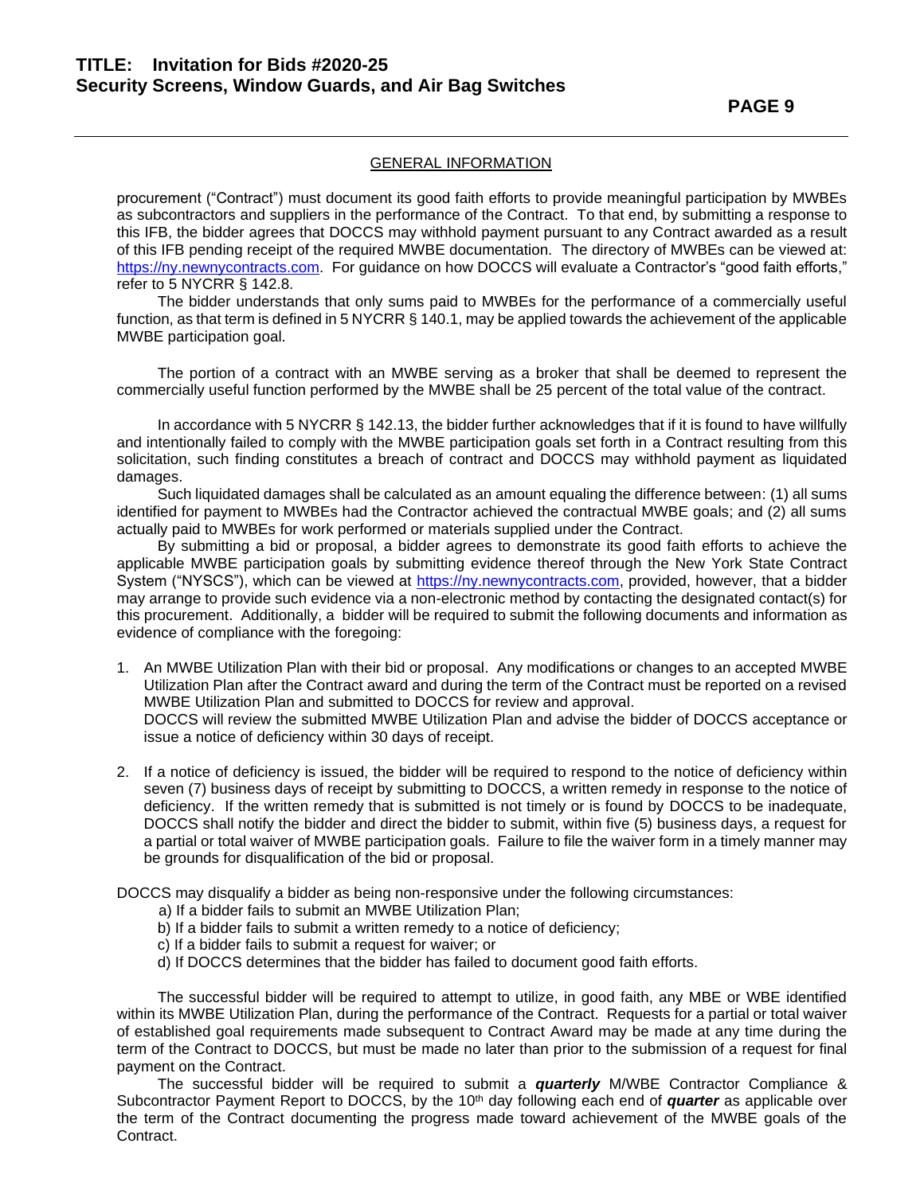## GENERAL INFORMATION

procurement ("Contract") must document its good faith efforts to provide meaningful participation by MWBEs as subcontractors and suppliers in the performance of the Contract. To that end, by submitting a response to this IFB, the bidder agrees that DOCCS may withhold payment pursuant to any Contract awarded as a result of this IFB pending receipt of the required MWBE documentation. The directory of MWBEs can be viewed at: https://ny.newnycontracts.com. For guidance on how DOCCS will evaluate a Contractor's "good faith efforts," refer to 5 NYCRR § 142.8.

The bidder understands that only sums paid to MWBEs for the performance of a commercially useful function, as that term is defined in 5 NYCRR § 140.1, may be applied towards the achievement of the applicable MWBE participation goal.

The portion of a contract with an MWBE serving as a broker that shall be deemed to represent the commercially useful function performed by the MWBE shall be 25 percent of the total value of the contract.

In accordance with 5 NYCRR § 142.13, the bidder further acknowledges that if it is found to have willfully and intentionally failed to comply with the MWBE participation goals set forth in a Contract resulting from this solicitation, such finding constitutes a breach of contract and DOCCS may withhold payment as liquidated damages.

Such liquidated damages shall be calculated as an amount equaling the difference between: (1) all sums identified for payment to MWBEs had the Contractor achieved the contractual MWBE goals; and (2) all sums actually paid to MWBEs for work performed or materials supplied under the Contract.

By submitting a bid or proposal, a bidder agrees to demonstrate its good faith efforts to achieve the applicable MWBE participation goals by submitting evidence thereof through the New York State Contract System ("NYSCS"), which can be viewed at https://ny.newnycontracts.com, provided, however, that a bidder may arrange to provide such evidence via a non-electronic method by contacting the designated contact(s) for this procurement. Additionally, a bidder will be required to submit the following documents and information as evidence of compliance with the foregoing:

1. An MWBE Utilization Plan with their bid or proposal. Any modifications or changes to an accepted MWBE Utilization Plan after the Contract award and during the term of the Contract must be reported on a revised MWBE Utilization Plan and submitted to DOCCS for review and approval.
   DOCCS will review the submitted MWBE Utilization Plan and advise the bidder of DOCCS acceptance or issue a notice of deficiency within 30 days of receipt.

2. If a notice of deficiency is issued, the bidder will be required to respond to the notice of deficiency within seven (7) business days of receipt by submitting to DOCCS, a written remedy in response to the notice of deficiency. If the written remedy that is submitted is not timely or is found by DOCCS to be inadequate, DOCCS shall notify the bidder and direct the bidder to submit, within five (5) business days, a request for a partial or total waiver of MWBE participation goals. Failure to file the waiver form in a timely manner may be grounds for disqualification of the bid or proposal.

DOCCS may disqualify a bidder as being non-responsive under the following circumstances:

a) If a bidder fails to submit an MWBE Utilization Plan;
b) If a bidder fails to submit a written remedy to a notice of deficiency;
c) If a bidder fails to submit a request for waiver; or
d) If DOCCS determines that the bidder has failed to document good faith efforts.

The successful bidder will be required to attempt to utilize, in good faith, any MBE or WBE identified within its MWBE Utilization Plan, during the performance of the Contract. Requests for a partial or total waiver of established goal requirements made subsequent to Contract Award may be made at any time during the term of the Contract to DOCCS, but must be made no later than prior to the submission of a request for final payment on the Contract.

The successful bidder will be required to submit a ***quarterly*** M/WBE Contractor Compliance & Subcontractor Payment Report to DOCCS, by the 10th day following each end of ***quarter*** as applicable over the term of the Contract documenting the progress made toward achievement of the MWBE goals of the Contract.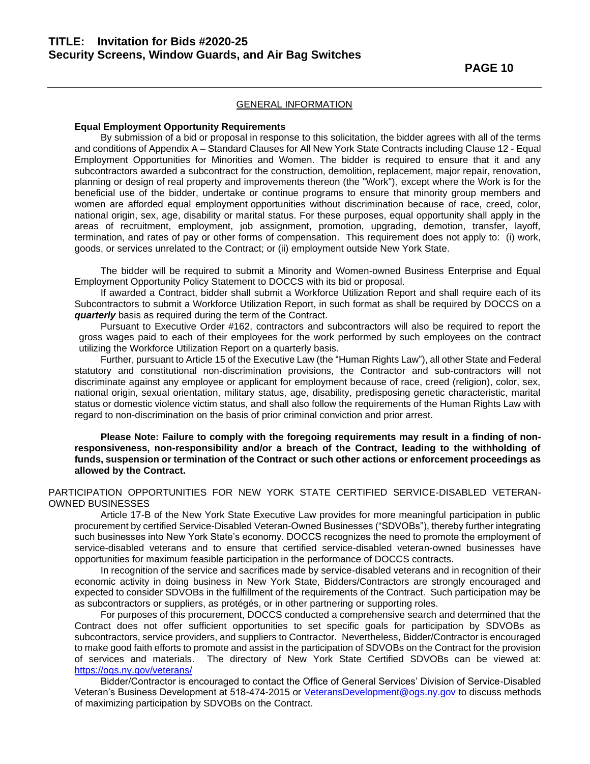## GENERAL INFORMATION

**Equal Employment Opportunity Requirements**

By submission of a bid or proposal in response to this solicitation, the bidder agrees with all of the terms and conditions of Appendix A – Standard Clauses for All New York State Contracts including Clause 12 - Equal Employment Opportunities for Minorities and Women. The bidder is required to ensure that it and any subcontractors awarded a subcontract for the construction, demolition, replacement, major repair, renovation, planning or design of real property and improvements thereon (the "Work"), except where the Work is for the beneficial use of the bidder, undertake or continue programs to ensure that minority group members and women are afforded equal employment opportunities without discrimination because of race, creed, color, national origin, sex, age, disability or marital status. For these purposes, equal opportunity shall apply in the areas of recruitment, employment, job assignment, promotion, upgrading, demotion, transfer, layoff, termination, and rates of pay or other forms of compensation. This requirement does not apply to: (i) work, goods, or services unrelated to the Contract; or (ii) employment outside New York State.

The bidder will be required to submit a Minority and Women-owned Business Enterprise and Equal Employment Opportunity Policy Statement to DOCCS with its bid or proposal.

If awarded a Contract, bidder shall submit a Workforce Utilization Report and shall require each of its Subcontractors to submit a Workforce Utilization Report, in such format as shall be required by DOCCS on a ***quarterly*** basis as required during the term of the Contract.

Pursuant to Executive Order #162, contractors and subcontractors will also be required to report the gross wages paid to each of their employees for the work performed by such employees on the contract utilizing the Workforce Utilization Report on a quarterly basis.

Further, pursuant to Article 15 of the Executive Law (the "Human Rights Law"), all other State and Federal statutory and constitutional non-discrimination provisions, the Contractor and sub-contractors will not discriminate against any employee or applicant for employment because of race, creed (religion), color, sex, national origin, sexual orientation, military status, age, disability, predisposing genetic characteristic, marital status or domestic violence victim status, and shall also follow the requirements of the Human Rights Law with regard to non-discrimination on the basis of prior criminal conviction and prior arrest.

**Please Note: Failure to comply with the foregoing requirements may result in a finding of non-responsiveness, non-responsibility and/or a breach of the Contract, leading to the withholding of funds, suspension or termination of the Contract or such other actions or enforcement proceedings as allowed by the Contract.**

PARTICIPATION OPPORTUNITIES FOR NEW YORK STATE CERTIFIED SERVICE-DISABLED VETERAN-OWNED BUSINESSES

Article 17-B of the New York State Executive Law provides for more meaningful participation in public procurement by certified Service-Disabled Veteran-Owned Businesses ("SDVOBs"), thereby further integrating such businesses into New York State's economy. DOCCS recognizes the need to promote the employment of service-disabled veterans and to ensure that certified service-disabled veteran-owned businesses have opportunities for maximum feasible participation in the performance of DOCCS contracts.

In recognition of the service and sacrifices made by service-disabled veterans and in recognition of their economic activity in doing business in New York State, Bidders/Contractors are strongly encouraged and expected to consider SDVOBs in the fulfillment of the requirements of the Contract. Such participation may be as subcontractors or suppliers, as protégés, or in other partnering or supporting roles.

For purposes of this procurement, DOCCS conducted a comprehensive search and determined that the Contract does not offer sufficient opportunities to set specific goals for participation by SDVOBs as subcontractors, service providers, and suppliers to Contractor. Nevertheless, Bidder/Contractor is encouraged to make good faith efforts to promote and assist in the participation of SDVOBs on the Contract for the provision of services and materials. The directory of New York State Certified SDVOBs can be viewed at: https://ogs.ny.gov/veterans/

Bidder/Contractor is encouraged to contact the Office of General Services' Division of Service-Disabled Veteran's Business Development at 518-474-2015 or VeteransDevelopment@ogs.ny.gov to discuss methods of maximizing participation by SDVOBs on the Contract.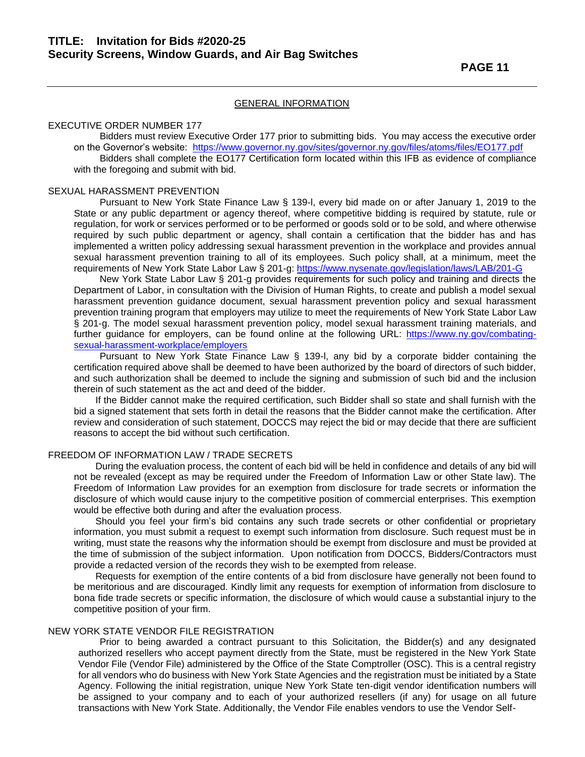## GENERAL INFORMATION

### EXECUTIVE ORDER NUMBER 177

Bidders must review Executive Order 177 prior to submitting bids. You may access the executive order on the Governor's website: https://www.governor.ny.gov/sites/governor.ny.gov/files/atoms/files/EO177.pdf

Bidders shall complete the EO177 Certification form located within this IFB as evidence of compliance with the foregoing and submit with bid.

### SEXUAL HARASSMENT PREVENTION

Pursuant to New York State Finance Law § 139-l, every bid made on or after January 1, 2019 to the State or any public department or agency thereof, where competitive bidding is required by statute, rule or regulation, for work or services performed or to be performed or goods sold or to be sold, and where otherwise required by such public department or agency, shall contain a certification that the bidder has and has implemented a written policy addressing sexual harassment prevention in the workplace and provides annual sexual harassment prevention training to all of its employees. Such policy shall, at a minimum, meet the requirements of New York State Labor Law § 201-g: https://www.nysenate.gov/legislation/laws/LAB/201-G

New York State Labor Law § 201-g provides requirements for such policy and training and directs the Department of Labor, in consultation with the Division of Human Rights, to create and publish a model sexual harassment prevention guidance document, sexual harassment prevention policy and sexual harassment prevention training program that employers may utilize to meet the requirements of New York State Labor Law § 201-g. The model sexual harassment prevention policy, model sexual harassment training materials, and further guidance for employers, can be found online at the following URL: https://www.ny.gov/combating-sexual-harassment-workplace/employers

Pursuant to New York State Finance Law § 139-l, any bid by a corporate bidder containing the certification required above shall be deemed to have been authorized by the board of directors of such bidder, and such authorization shall be deemed to include the signing and submission of such bid and the inclusion therein of such statement as the act and deed of the bidder.

If the Bidder cannot make the required certification, such Bidder shall so state and shall furnish with the bid a signed statement that sets forth in detail the reasons that the Bidder cannot make the certification. After review and consideration of such statement, DOCCS may reject the bid or may decide that there are sufficient reasons to accept the bid without such certification.

### FREEDOM OF INFORMATION LAW / TRADE SECRETS

During the evaluation process, the content of each bid will be held in confidence and details of any bid will not be revealed (except as may be required under the Freedom of Information Law or other State law). The Freedom of Information Law provides for an exemption from disclosure for trade secrets or information the disclosure of which would cause injury to the competitive position of commercial enterprises. This exemption would be effective both during and after the evaluation process.

Should you feel your firm's bid contains any such trade secrets or other confidential or proprietary information, you must submit a request to exempt such information from disclosure. Such request must be in writing, must state the reasons why the information should be exempt from disclosure and must be provided at the time of submission of the subject information. Upon notification from DOCCS, Bidders/Contractors must provide a redacted version of the records they wish to be exempted from release.

Requests for exemption of the entire contents of a bid from disclosure have generally not been found to be meritorious and are discouraged. Kindly limit any requests for exemption of information from disclosure to bona fide trade secrets or specific information, the disclosure of which would cause a substantial injury to the competitive position of your firm.

### NEW YORK STATE VENDOR FILE REGISTRATION

Prior to being awarded a contract pursuant to this Solicitation, the Bidder(s) and any designated authorized resellers who accept payment directly from the State, must be registered in the New York State Vendor File (Vendor File) administered by the Office of the State Comptroller (OSC). This is a central registry for all vendors who do business with New York State Agencies and the registration must be initiated by a State Agency. Following the initial registration, unique New York State ten-digit vendor identification numbers will be assigned to your company and to each of your authorized resellers (if any) for usage on all future transactions with New York State. Additionally, the Vendor File enables vendors to use the Vendor Self-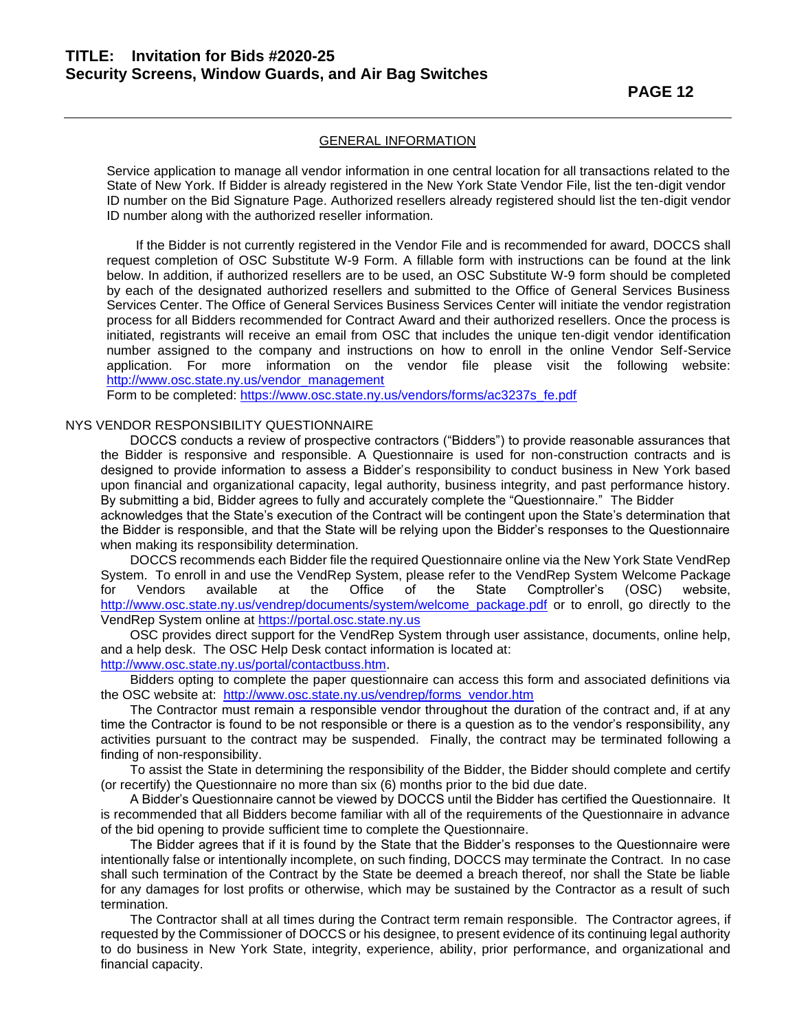## GENERAL INFORMATION

Service application to manage all vendor information in one central location for all transactions related to the State of New York. If Bidder is already registered in the New York State Vendor File, list the ten-digit vendor ID number on the Bid Signature Page. Authorized resellers already registered should list the ten-digit vendor ID number along with the authorized reseller information.

If the Bidder is not currently registered in the Vendor File and is recommended for award, DOCCS shall request completion of OSC Substitute W-9 Form. A fillable form with instructions can be found at the link below. In addition, if authorized resellers are to be used, an OSC Substitute W-9 form should be completed by each of the designated authorized resellers and submitted to the Office of General Services Business Services Center. The Office of General Services Business Services Center will initiate the vendor registration process for all Bidders recommended for Contract Award and their authorized resellers. Once the process is initiated, registrants will receive an email from OSC that includes the unique ten-digit vendor identification number assigned to the company and instructions on how to enroll in the online Vendor Self-Service application. For more information on the vendor file please visit the following website: http://www.osc.state.ny.us/vendor_management

Form to be completed: https://www.osc.state.ny.us/vendors/forms/ac3237s_fe.pdf

NYS VENDOR RESPONSIBILITY QUESTIONNAIRE

DOCCS conducts a review of prospective contractors ("Bidders") to provide reasonable assurances that the Bidder is responsive and responsible. A Questionnaire is used for non-construction contracts and is designed to provide information to assess a Bidder's responsibility to conduct business in New York based upon financial and organizational capacity, legal authority, business integrity, and past performance history. By submitting a bid, Bidder agrees to fully and accurately complete the "Questionnaire." The Bidder acknowledges that the State's execution of the Contract will be contingent upon the State's determination that the Bidder is responsible, and that the State will be relying upon the Bidder's responses to the Questionnaire when making its responsibility determination.

DOCCS recommends each Bidder file the required Questionnaire online via the New York State VendRep System. To enroll in and use the VendRep System, please refer to the VendRep System Welcome Package for Vendors available at the Office of the State Comptroller's (OSC) website, http://www.osc.state.ny.us/vendrep/documents/system/welcome_package.pdf or to enroll, go directly to the VendRep System online at https://portal.osc.state.ny.us

OSC provides direct support for the VendRep System through user assistance, documents, online help, and a help desk. The OSC Help Desk contact information is located at: http://www.osc.state.ny.us/portal/contactbuss.htm.

Bidders opting to complete the paper questionnaire can access this form and associated definitions via the OSC website at: http://www.osc.state.ny.us/vendrep/forms_vendor.htm

The Contractor must remain a responsible vendor throughout the duration of the contract and, if at any time the Contractor is found to be not responsible or there is a question as to the vendor's responsibility, any activities pursuant to the contract may be suspended. Finally, the contract may be terminated following a finding of non-responsibility.

To assist the State in determining the responsibility of the Bidder, the Bidder should complete and certify (or recertify) the Questionnaire no more than six (6) months prior to the bid due date.

A Bidder's Questionnaire cannot be viewed by DOCCS until the Bidder has certified the Questionnaire. It is recommended that all Bidders become familiar with all of the requirements of the Questionnaire in advance of the bid opening to provide sufficient time to complete the Questionnaire.

The Bidder agrees that if it is found by the State that the Bidder's responses to the Questionnaire were intentionally false or intentionally incomplete, on such finding, DOCCS may terminate the Contract. In no case shall such termination of the Contract by the State be deemed a breach thereof, nor shall the State be liable for any damages for lost profits or otherwise, which may be sustained by the Contractor as a result of such termination.

The Contractor shall at all times during the Contract term remain responsible. The Contractor agrees, if requested by the Commissioner of DOCCS or his designee, to present evidence of its continuing legal authority to do business in New York State, integrity, experience, ability, prior performance, and organizational and financial capacity.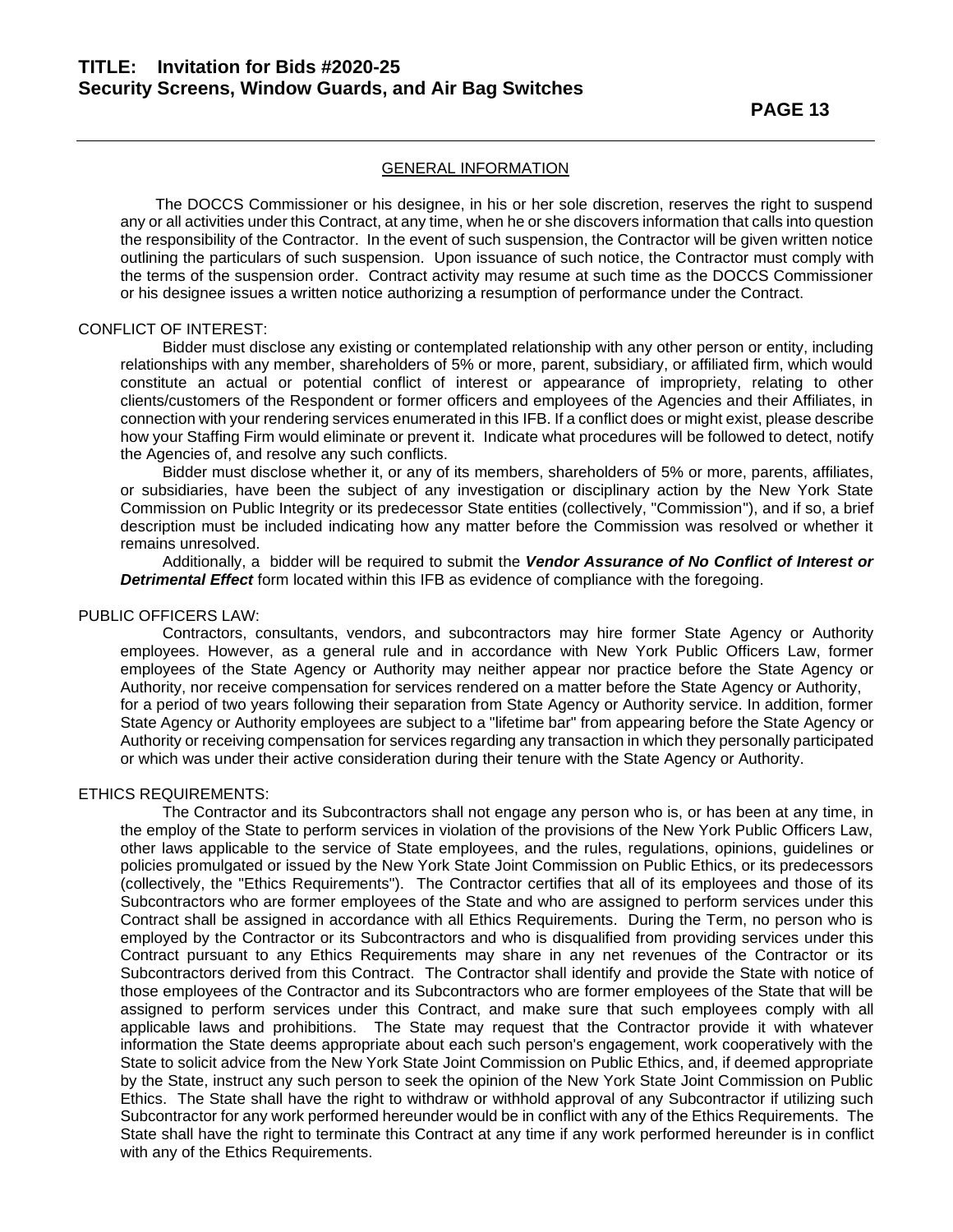## GENERAL INFORMATION

The DOCCS Commissioner or his designee, in his or her sole discretion, reserves the right to suspend any or all activities under this Contract, at any time, when he or she discovers information that calls into question the responsibility of the Contractor. In the event of such suspension, the Contractor will be given written notice outlining the particulars of such suspension. Upon issuance of such notice, the Contractor must comply with the terms of the suspension order. Contract activity may resume at such time as the DOCCS Commissioner or his designee issues a written notice authorizing a resumption of performance under the Contract.

### CONFLICT OF INTEREST:

Bidder must disclose any existing or contemplated relationship with any other person or entity, including relationships with any member, shareholders of 5% or more, parent, subsidiary, or affiliated firm, which would constitute an actual or potential conflict of interest or appearance of impropriety, relating to other clients/customers of the Respondent or former officers and employees of the Agencies and their Affiliates, in connection with your rendering services enumerated in this IFB. If a conflict does or might exist, please describe how your Staffing Firm would eliminate or prevent it. Indicate what procedures will be followed to detect, notify the Agencies of, and resolve any such conflicts.

Bidder must disclose whether it, or any of its members, shareholders of 5% or more, parents, affiliates, or subsidiaries, have been the subject of any investigation or disciplinary action by the New York State Commission on Public Integrity or its predecessor State entities (collectively, "Commission"), and if so, a brief description must be included indicating how any matter before the Commission was resolved or whether it remains unresolved.

Additionally, a bidder will be required to submit the ***Vendor Assurance of No Conflict of Interest or Detrimental Effect*** form located within this IFB as evidence of compliance with the foregoing.

### PUBLIC OFFICERS LAW:

Contractors, consultants, vendors, and subcontractors may hire former State Agency or Authority employees. However, as a general rule and in accordance with New York Public Officers Law, former employees of the State Agency or Authority may neither appear nor practice before the State Agency or Authority, nor receive compensation for services rendered on a matter before the State Agency or Authority, for a period of two years following their separation from State Agency or Authority service. In addition, former State Agency or Authority employees are subject to a "lifetime bar" from appearing before the State Agency or Authority or receiving compensation for services regarding any transaction in which they personally participated or which was under their active consideration during their tenure with the State Agency or Authority.

### ETHICS REQUIREMENTS:

The Contractor and its Subcontractors shall not engage any person who is, or has been at any time, in the employ of the State to perform services in violation of the provisions of the New York Public Officers Law, other laws applicable to the service of State employees, and the rules, regulations, opinions, guidelines or policies promulgated or issued by the New York State Joint Commission on Public Ethics, or its predecessors (collectively, the "Ethics Requirements"). The Contractor certifies that all of its employees and those of its Subcontractors who are former employees of the State and who are assigned to perform services under this Contract shall be assigned in accordance with all Ethics Requirements. During the Term, no person who is employed by the Contractor or its Subcontractors and who is disqualified from providing services under this Contract pursuant to any Ethics Requirements may share in any net revenues of the Contractor or its Subcontractors derived from this Contract. The Contractor shall identify and provide the State with notice of those employees of the Contractor and its Subcontractors who are former employees of the State that will be assigned to perform services under this Contract, and make sure that such employees comply with all applicable laws and prohibitions. The State may request that the Contractor provide it with whatever information the State deems appropriate about each such person's engagement, work cooperatively with the State to solicit advice from the New York State Joint Commission on Public Ethics, and, if deemed appropriate by the State, instruct any such person to seek the opinion of the New York State Joint Commission on Public Ethics. The State shall have the right to withdraw or withhold approval of any Subcontractor if utilizing such Subcontractor for any work performed hereunder would be in conflict with any of the Ethics Requirements. The State shall have the right to terminate this Contract at any time if any work performed hereunder is in conflict with any of the Ethics Requirements.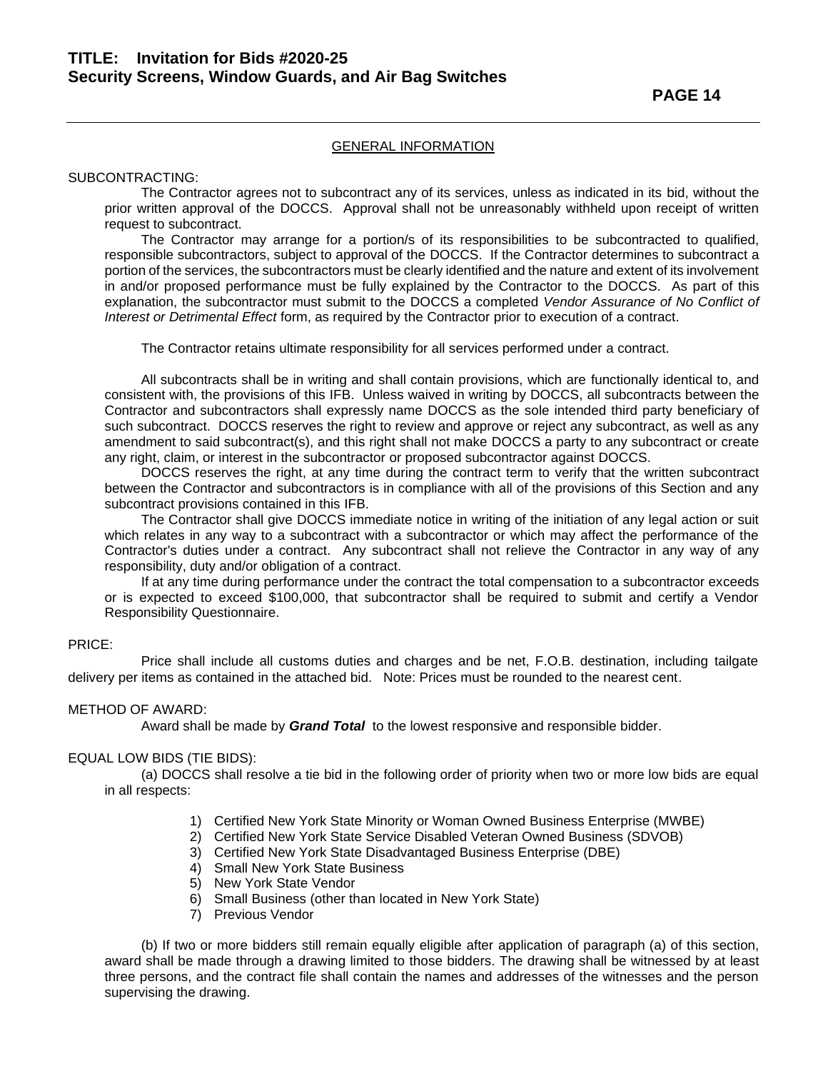## GENERAL INFORMATION

SUBCONTRACTING:

The Contractor agrees not to subcontract any of its services, unless as indicated in its bid, without the prior written approval of the DOCCS. Approval shall not be unreasonably withheld upon receipt of written request to subcontract.

The Contractor may arrange for a portion/s of its responsibilities to be subcontracted to qualified, responsible subcontractors, subject to approval of the DOCCS. If the Contractor determines to subcontract a portion of the services, the subcontractors must be clearly identified and the nature and extent of its involvement in and/or proposed performance must be fully explained by the Contractor to the DOCCS. As part of this explanation, the subcontractor must submit to the DOCCS a completed *Vendor Assurance of No Conflict of Interest or Detrimental Effect* form, as required by the Contractor prior to execution of a contract.

The Contractor retains ultimate responsibility for all services performed under a contract.

All subcontracts shall be in writing and shall contain provisions, which are functionally identical to, and consistent with, the provisions of this IFB. Unless waived in writing by DOCCS, all subcontracts between the Contractor and subcontractors shall expressly name DOCCS as the sole intended third party beneficiary of such subcontract. DOCCS reserves the right to review and approve or reject any subcontract, as well as any amendment to said subcontract(s), and this right shall not make DOCCS a party to any subcontract or create any right, claim, or interest in the subcontractor or proposed subcontractor against DOCCS.

DOCCS reserves the right, at any time during the contract term to verify that the written subcontract between the Contractor and subcontractors is in compliance with all of the provisions of this Section and any subcontract provisions contained in this IFB.

The Contractor shall give DOCCS immediate notice in writing of the initiation of any legal action or suit which relates in any way to a subcontract with a subcontractor or which may affect the performance of the Contractor's duties under a contract. Any subcontract shall not relieve the Contractor in any way of any responsibility, duty and/or obligation of a contract.

If at any time during performance under the contract the total compensation to a subcontractor exceeds or is expected to exceed $100,000, that subcontractor shall be required to submit and certify a Vendor Responsibility Questionnaire.

PRICE:

Price shall include all customs duties and charges and be net, F.O.B. destination, including tailgate delivery per items as contained in the attached bid. Note: Prices must be rounded to the nearest cent.

METHOD OF AWARD:

Award shall be made by ***Grand Total*** to the lowest responsive and responsible bidder.

EQUAL LOW BIDS (TIE BIDS):

(a) DOCCS shall resolve a tie bid in the following order of priority when two or more low bids are equal in all respects:

1) Certified New York State Minority or Woman Owned Business Enterprise (MWBE)
2) Certified New York State Service Disabled Veteran Owned Business (SDVOB)
3) Certified New York State Disadvantaged Business Enterprise (DBE)
4) Small New York State Business
5) New York State Vendor
6) Small Business (other than located in New York State)
7) Previous Vendor

(b) If two or more bidders still remain equally eligible after application of paragraph (a) of this section, award shall be made through a drawing limited to those bidders. The drawing shall be witnessed by at least three persons, and the contract file shall contain the names and addresses of the witnesses and the person supervising the drawing.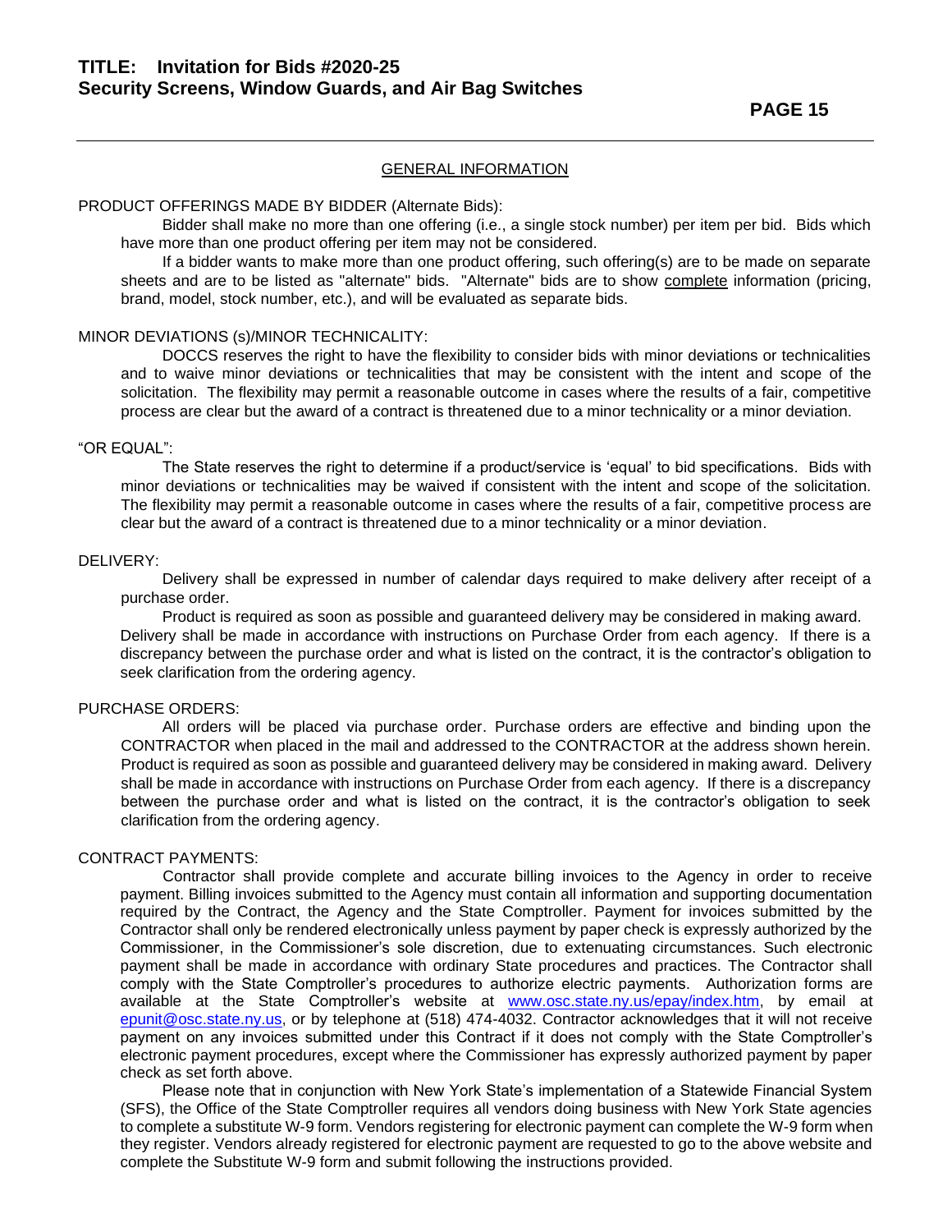## GENERAL INFORMATION

PRODUCT OFFERINGS MADE BY BIDDER (Alternate Bids):

Bidder shall make no more than one offering (i.e., a single stock number) per item per bid. Bids which have more than one product offering per item may not be considered.

If a bidder wants to make more than one product offering, such offering(s) are to be made on separate sheets and are to be listed as "alternate" bids. "Alternate" bids are to show complete information (pricing, brand, model, stock number, etc.), and will be evaluated as separate bids.

MINOR DEVIATIONS (s)/MINOR TECHNICALITY:

DOCCS reserves the right to have the flexibility to consider bids with minor deviations or technicalities and to waive minor deviations or technicalities that may be consistent with the intent and scope of the solicitation. The flexibility may permit a reasonable outcome in cases where the results of a fair, competitive process are clear but the award of a contract is threatened due to a minor technicality or a minor deviation.

"OR EQUAL":

The State reserves the right to determine if a product/service is 'equal' to bid specifications. Bids with minor deviations or technicalities may be waived if consistent with the intent and scope of the solicitation. The flexibility may permit a reasonable outcome in cases where the results of a fair, competitive process are clear but the award of a contract is threatened due to a minor technicality or a minor deviation.

DELIVERY:

Delivery shall be expressed in number of calendar days required to make delivery after receipt of a purchase order.

Product is required as soon as possible and guaranteed delivery may be considered in making award. Delivery shall be made in accordance with instructions on Purchase Order from each agency. If there is a discrepancy between the purchase order and what is listed on the contract, it is the contractor's obligation to seek clarification from the ordering agency.

PURCHASE ORDERS:

All orders will be placed via purchase order. Purchase orders are effective and binding upon the CONTRACTOR when placed in the mail and addressed to the CONTRACTOR at the address shown herein. Product is required as soon as possible and guaranteed delivery may be considered in making award. Delivery shall be made in accordance with instructions on Purchase Order from each agency. If there is a discrepancy between the purchase order and what is listed on the contract, it is the contractor's obligation to seek clarification from the ordering agency.

CONTRACT PAYMENTS:

Contractor shall provide complete and accurate billing invoices to the Agency in order to receive payment. Billing invoices submitted to the Agency must contain all information and supporting documentation required by the Contract, the Agency and the State Comptroller. Payment for invoices submitted by the Contractor shall only be rendered electronically unless payment by paper check is expressly authorized by the Commissioner, in the Commissioner's sole discretion, due to extenuating circumstances. Such electronic payment shall be made in accordance with ordinary State procedures and practices. The Contractor shall comply with the State Comptroller's procedures to authorize electric payments. Authorization forms are available at the State Comptroller's website at www.osc.state.ny.us/epay/index.htm, by email at epunit@osc.state.ny.us, or by telephone at (518) 474-4032. Contractor acknowledges that it will not receive payment on any invoices submitted under this Contract if it does not comply with the State Comptroller's electronic payment procedures, except where the Commissioner has expressly authorized payment by paper check as set forth above.

Please note that in conjunction with New York State's implementation of a Statewide Financial System (SFS), the Office of the State Comptroller requires all vendors doing business with New York State agencies to complete a substitute W-9 form. Vendors registering for electronic payment can complete the W-9 form when they register. Vendors already registered for electronic payment are requested to go to the above website and complete the Substitute W-9 form and submit following the instructions provided.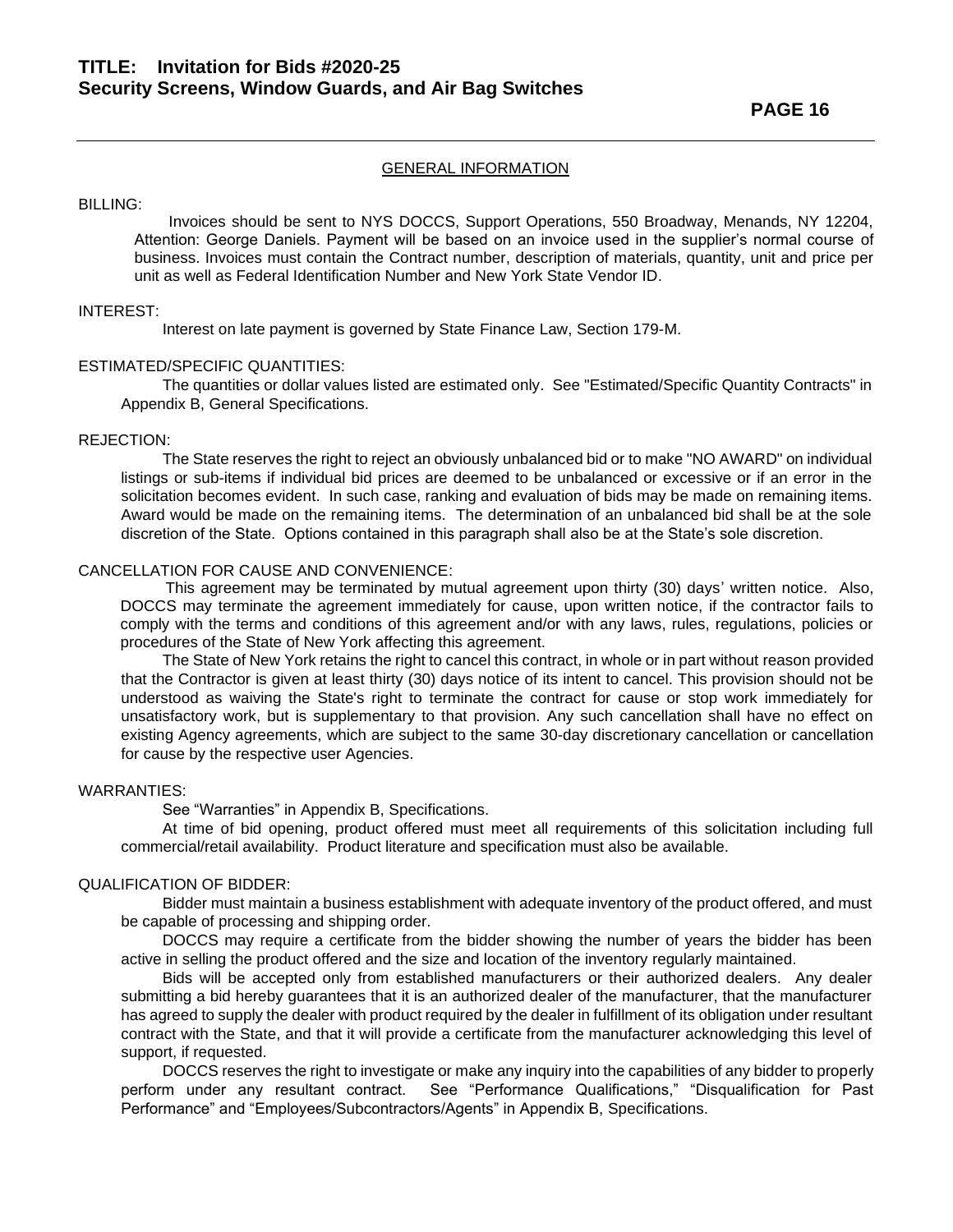## GENERAL INFORMATION

BILLING:

Invoices should be sent to NYS DOCCS, Support Operations, 550 Broadway, Menands, NY 12204, Attention: George Daniels. Payment will be based on an invoice used in the supplier's normal course of business. Invoices must contain the Contract number, description of materials, quantity, unit and price per unit as well as Federal Identification Number and New York State Vendor ID.

INTEREST:

Interest on late payment is governed by State Finance Law, Section 179-M.

ESTIMATED/SPECIFIC QUANTITIES:

The quantities or dollar values listed are estimated only. See "Estimated/Specific Quantity Contracts" in Appendix B, General Specifications.

REJECTION:

The State reserves the right to reject an obviously unbalanced bid or to make "NO AWARD" on individual listings or sub-items if individual bid prices are deemed to be unbalanced or excessive or if an error in the solicitation becomes evident. In such case, ranking and evaluation of bids may be made on remaining items. Award would be made on the remaining items. The determination of an unbalanced bid shall be at the sole discretion of the State. Options contained in this paragraph shall also be at the State's sole discretion.

CANCELLATION FOR CAUSE AND CONVENIENCE:

This agreement may be terminated by mutual agreement upon thirty (30) days' written notice. Also, DOCCS may terminate the agreement immediately for cause, upon written notice, if the contractor fails to comply with the terms and conditions of this agreement and/or with any laws, rules, regulations, policies or procedures of the State of New York affecting this agreement.

The State of New York retains the right to cancel this contract, in whole or in part without reason provided that the Contractor is given at least thirty (30) days notice of its intent to cancel. This provision should not be understood as waiving the State's right to terminate the contract for cause or stop work immediately for unsatisfactory work, but is supplementary to that provision. Any such cancellation shall have no effect on existing Agency agreements, which are subject to the same 30-day discretionary cancellation or cancellation for cause by the respective user Agencies.

WARRANTIES:

See "Warranties" in Appendix B, Specifications.

At time of bid opening, product offered must meet all requirements of this solicitation including full commercial/retail availability. Product literature and specification must also be available.

QUALIFICATION OF BIDDER:

Bidder must maintain a business establishment with adequate inventory of the product offered, and must be capable of processing and shipping order.

DOCCS may require a certificate from the bidder showing the number of years the bidder has been active in selling the product offered and the size and location of the inventory regularly maintained.

Bids will be accepted only from established manufacturers or their authorized dealers. Any dealer submitting a bid hereby guarantees that it is an authorized dealer of the manufacturer, that the manufacturer has agreed to supply the dealer with product required by the dealer in fulfillment of its obligation under resultant contract with the State, and that it will provide a certificate from the manufacturer acknowledging this level of support, if requested.

DOCCS reserves the right to investigate or make any inquiry into the capabilities of any bidder to properly perform under any resultant contract. See "Performance Qualifications," "Disqualification for Past Performance" and "Employees/Subcontractors/Agents" in Appendix B, Specifications.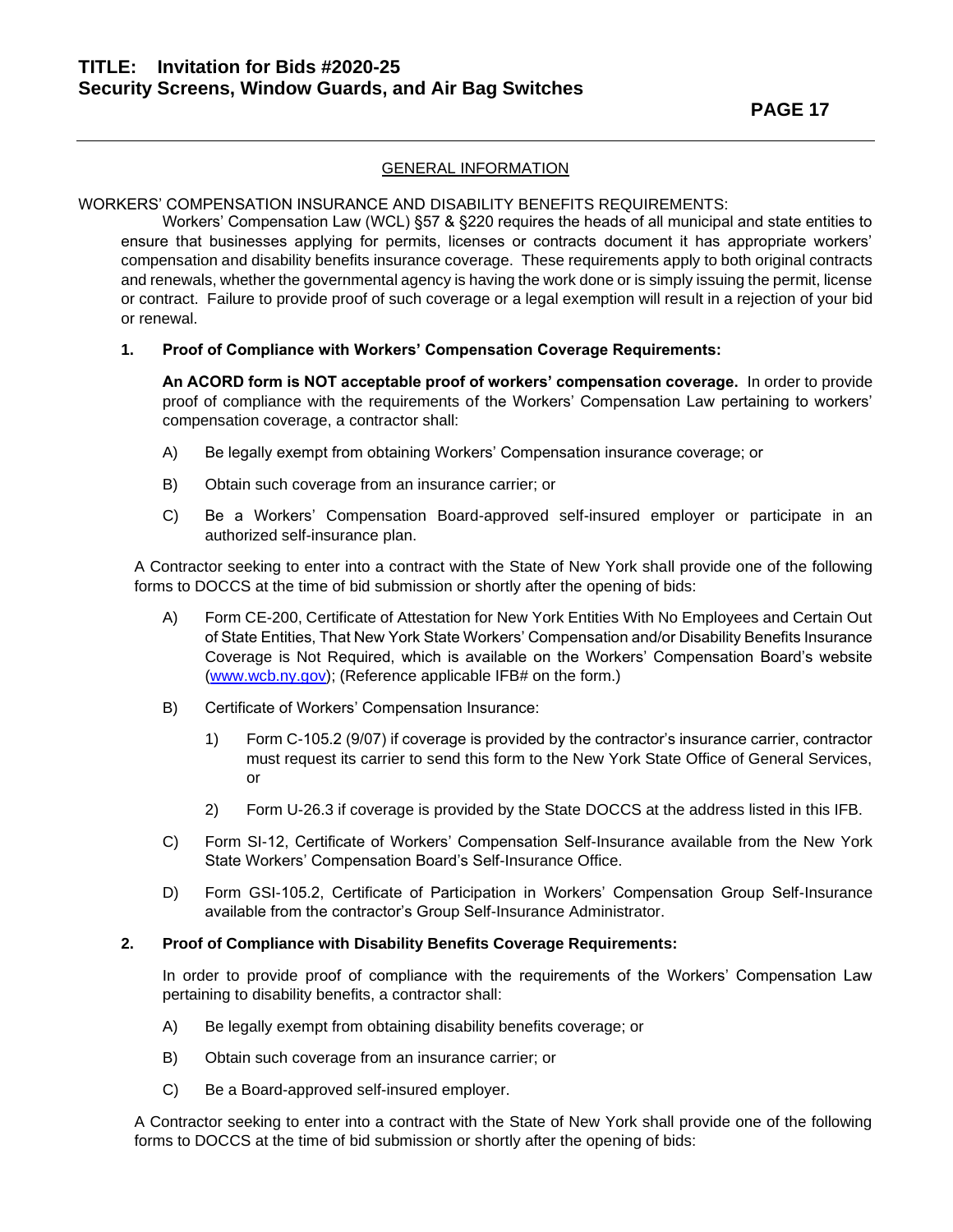## GENERAL INFORMATION

WORKERS' COMPENSATION INSURANCE AND DISABILITY BENEFITS REQUIREMENTS:

Workers' Compensation Law (WCL) §57 & §220 requires the heads of all municipal and state entities to ensure that businesses applying for permits, licenses or contracts document it has appropriate workers' compensation and disability benefits insurance coverage. These requirements apply to both original contracts and renewals, whether the governmental agency is having the work done or is simply issuing the permit, license or contract. Failure to provide proof of such coverage or a legal exemption will result in a rejection of your bid or renewal.

**1. Proof of Compliance with Workers' Compensation Coverage Requirements:**

**An ACORD form is NOT acceptable proof of workers' compensation coverage.** In order to provide proof of compliance with the requirements of the Workers' Compensation Law pertaining to workers' compensation coverage, a contractor shall:

A) Be legally exempt from obtaining Workers' Compensation insurance coverage; or

B) Obtain such coverage from an insurance carrier; or

C) Be a Workers' Compensation Board-approved self-insured employer or participate in an authorized self-insurance plan.

A Contractor seeking to enter into a contract with the State of New York shall provide one of the following forms to DOCCS at the time of bid submission or shortly after the opening of bids:

A) Form CE-200, Certificate of Attestation for New York Entities With No Employees and Certain Out of State Entities, That New York State Workers' Compensation and/or Disability Benefits Insurance Coverage is Not Required, which is available on the Workers' Compensation Board's website (www.wcb.ny.gov); (Reference applicable IFB# on the form.)

B) Certificate of Workers' Compensation Insurance:

1) Form C-105.2 (9/07) if coverage is provided by the contractor's insurance carrier, contractor must request its carrier to send this form to the New York State Office of General Services, or

2) Form U-26.3 if coverage is provided by the State DOCCS at the address listed in this IFB.

C) Form SI-12, Certificate of Workers' Compensation Self-Insurance available from the New York State Workers' Compensation Board's Self-Insurance Office.

D) Form GSI-105.2, Certificate of Participation in Workers' Compensation Group Self-Insurance available from the contractor's Group Self-Insurance Administrator.

**2. Proof of Compliance with Disability Benefits Coverage Requirements:**

In order to provide proof of compliance with the requirements of the Workers' Compensation Law pertaining to disability benefits, a contractor shall:

A) Be legally exempt from obtaining disability benefits coverage; or

B) Obtain such coverage from an insurance carrier; or

C) Be a Board-approved self-insured employer.

A Contractor seeking to enter into a contract with the State of New York shall provide one of the following forms to DOCCS at the time of bid submission or shortly after the opening of bids: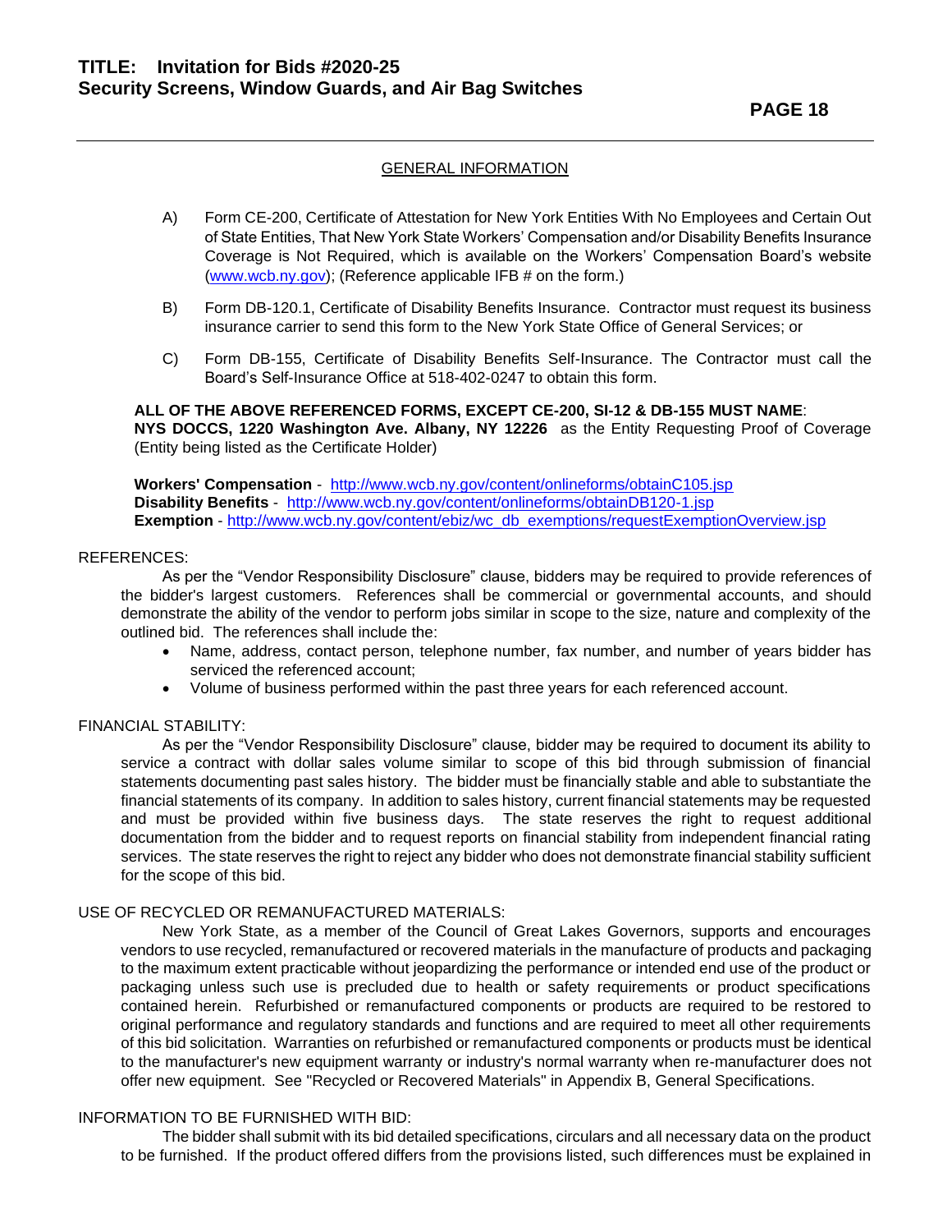## GENERAL INFORMATION

A) Form CE-200, Certificate of Attestation for New York Entities With No Employees and Certain Out of State Entities, That New York State Workers' Compensation and/or Disability Benefits Insurance Coverage is Not Required, which is available on the Workers' Compensation Board's website (www.wcb.ny.gov); (Reference applicable IFB # on the form.)

B) Form DB-120.1, Certificate of Disability Benefits Insurance. Contractor must request its business insurance carrier to send this form to the New York State Office of General Services; or

C) Form DB-155, Certificate of Disability Benefits Self-Insurance. The Contractor must call the Board's Self-Insurance Office at 518-402-0247 to obtain this form.

**ALL OF THE ABOVE REFERENCED FORMS, EXCEPT CE-200, SI-12 & DB-155 MUST NAME**:
**NYS DOCCS, 1220 Washington Ave. Albany, NY 12226** as the Entity Requesting Proof of Coverage (Entity being listed as the Certificate Holder)

**Workers' Compensation** - http://www.wcb.ny.gov/content/onlineforms/obtainC105.jsp
**Disability Benefits** - http://www.wcb.ny.gov/content/onlineforms/obtainDB120-1.jsp
**Exemption** - http://www.wcb.ny.gov/content/ebiz/wc_db_exemptions/requestExemptionOverview.jsp

REFERENCES:

As per the "Vendor Responsibility Disclosure" clause, bidders may be required to provide references of the bidder's largest customers. References shall be commercial or governmental accounts, and should demonstrate the ability of the vendor to perform jobs similar in scope to the size, nature and complexity of the outlined bid. The references shall include the:

- Name, address, contact person, telephone number, fax number, and number of years bidder has serviced the referenced account;
- Volume of business performed within the past three years for each referenced account.

FINANCIAL STABILITY:

As per the "Vendor Responsibility Disclosure" clause, bidder may be required to document its ability to service a contract with dollar sales volume similar to scope of this bid through submission of financial statements documenting past sales history. The bidder must be financially stable and able to substantiate the financial statements of its company. In addition to sales history, current financial statements may be requested and must be provided within five business days. The state reserves the right to request additional documentation from the bidder and to request reports on financial stability from independent financial rating services. The state reserves the right to reject any bidder who does not demonstrate financial stability sufficient for the scope of this bid.

USE OF RECYCLED OR REMANUFACTURED MATERIALS:

New York State, as a member of the Council of Great Lakes Governors, supports and encourages vendors to use recycled, remanufactured or recovered materials in the manufacture of products and packaging to the maximum extent practicable without jeopardizing the performance or intended end use of the product or packaging unless such use is precluded due to health or safety requirements or product specifications contained herein. Refurbished or remanufactured components or products are required to be restored to original performance and regulatory standards and functions and are required to meet all other requirements of this bid solicitation. Warranties on refurbished or remanufactured components or products must be identical to the manufacturer's new equipment warranty or industry's normal warranty when re-manufacturer does not offer new equipment. See "Recycled or Recovered Materials" in Appendix B, General Specifications.

INFORMATION TO BE FURNISHED WITH BID:

The bidder shall submit with its bid detailed specifications, circulars and all necessary data on the product to be furnished. If the product offered differs from the provisions listed, such differences must be explained in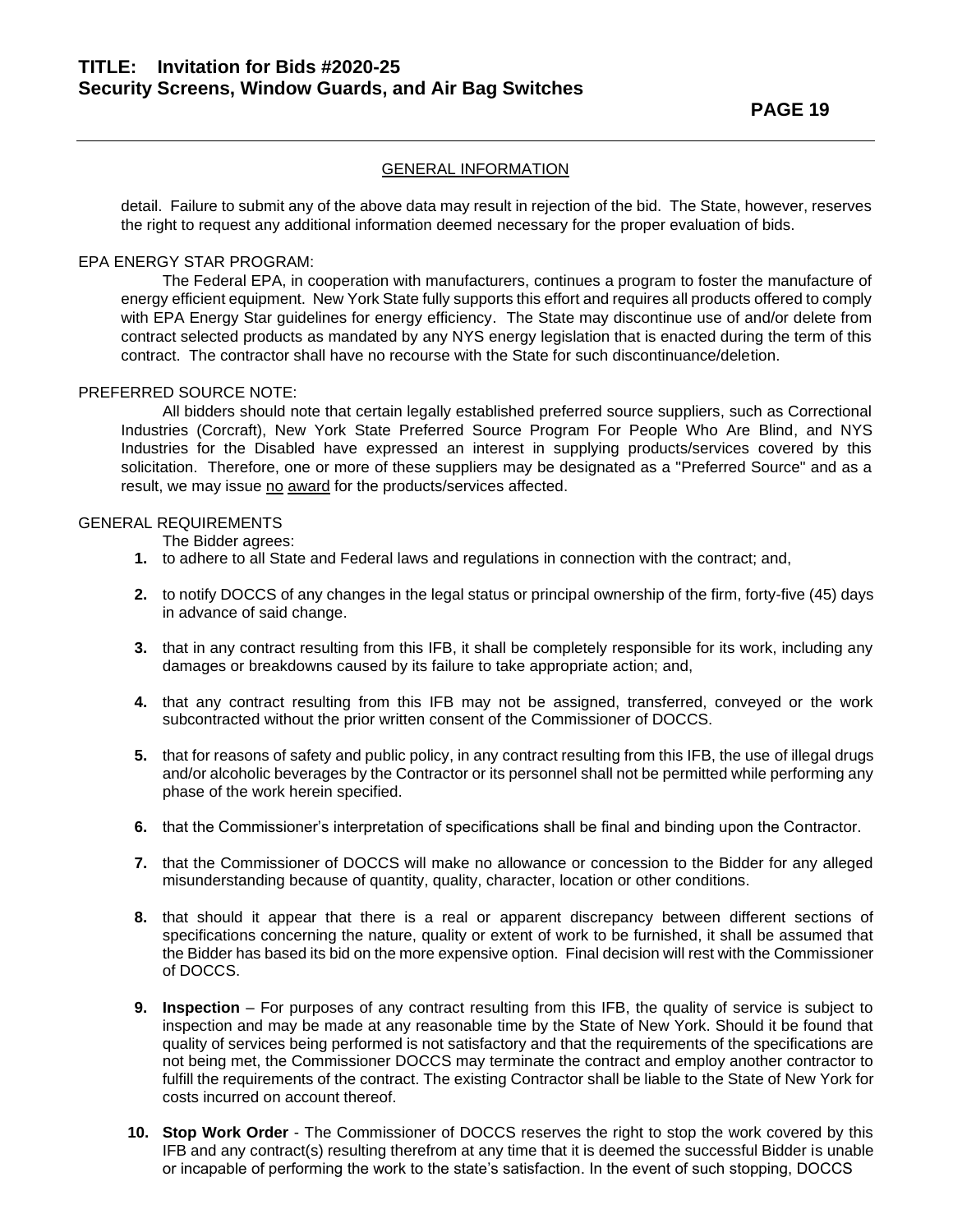## GENERAL INFORMATION

detail. Failure to submit any of the above data may result in rejection of the bid. The State, however, reserves the right to request any additional information deemed necessary for the proper evaluation of bids.

EPA ENERGY STAR PROGRAM:

The Federal EPA, in cooperation with manufacturers, continues a program to foster the manufacture of energy efficient equipment. New York State fully supports this effort and requires all products offered to comply with EPA Energy Star guidelines for energy efficiency. The State may discontinue use of and/or delete from contract selected products as mandated by any NYS energy legislation that is enacted during the term of this contract. The contractor shall have no recourse with the State for such discontinuance/deletion.

PREFERRED SOURCE NOTE:

All bidders should note that certain legally established preferred source suppliers, such as Correctional Industries (Corcraft), New York State Preferred Source Program For People Who Are Blind, and NYS Industries for the Disabled have expressed an interest in supplying products/services covered by this solicitation. Therefore, one or more of these suppliers may be designated as a "Preferred Source" and as a result, we may issue no award for the products/services affected.

GENERAL REQUIREMENTS

The Bidder agrees:

1. to adhere to all State and Federal laws and regulations in connection with the contract; and,
2. to notify DOCCS of any changes in the legal status or principal ownership of the firm, forty-five (45) days in advance of said change.
3. that in any contract resulting from this IFB, it shall be completely responsible for its work, including any damages or breakdowns caused by its failure to take appropriate action; and,
4. that any contract resulting from this IFB may not be assigned, transferred, conveyed or the work subcontracted without the prior written consent of the Commissioner of DOCCS.
5. that for reasons of safety and public policy, in any contract resulting from this IFB, the use of illegal drugs and/or alcoholic beverages by the Contractor or its personnel shall not be permitted while performing any phase of the work herein specified.
6. that the Commissioner's interpretation of specifications shall be final and binding upon the Contractor.
7. that the Commissioner of DOCCS will make no allowance or concession to the Bidder for any alleged misunderstanding because of quantity, quality, character, location or other conditions.
8. that should it appear that there is a real or apparent discrepancy between different sections of specifications concerning the nature, quality or extent of work to be furnished, it shall be assumed that the Bidder has based its bid on the more expensive option. Final decision will rest with the Commissioner of DOCCS.
9. **Inspection** – For purposes of any contract resulting from this IFB, the quality of service is subject to inspection and may be made at any reasonable time by the State of New York. Should it be found that quality of services being performed is not satisfactory and that the requirements of the specifications are not being met, the Commissioner DOCCS may terminate the contract and employ another contractor to fulfill the requirements of the contract. The existing Contractor shall be liable to the State of New York for costs incurred on account thereof.
10. **Stop Work Order** - The Commissioner of DOCCS reserves the right to stop the work covered by this IFB and any contract(s) resulting therefrom at any time that it is deemed the successful Bidder is unable or incapable of performing the work to the state's satisfaction. In the event of such stopping, DOCCS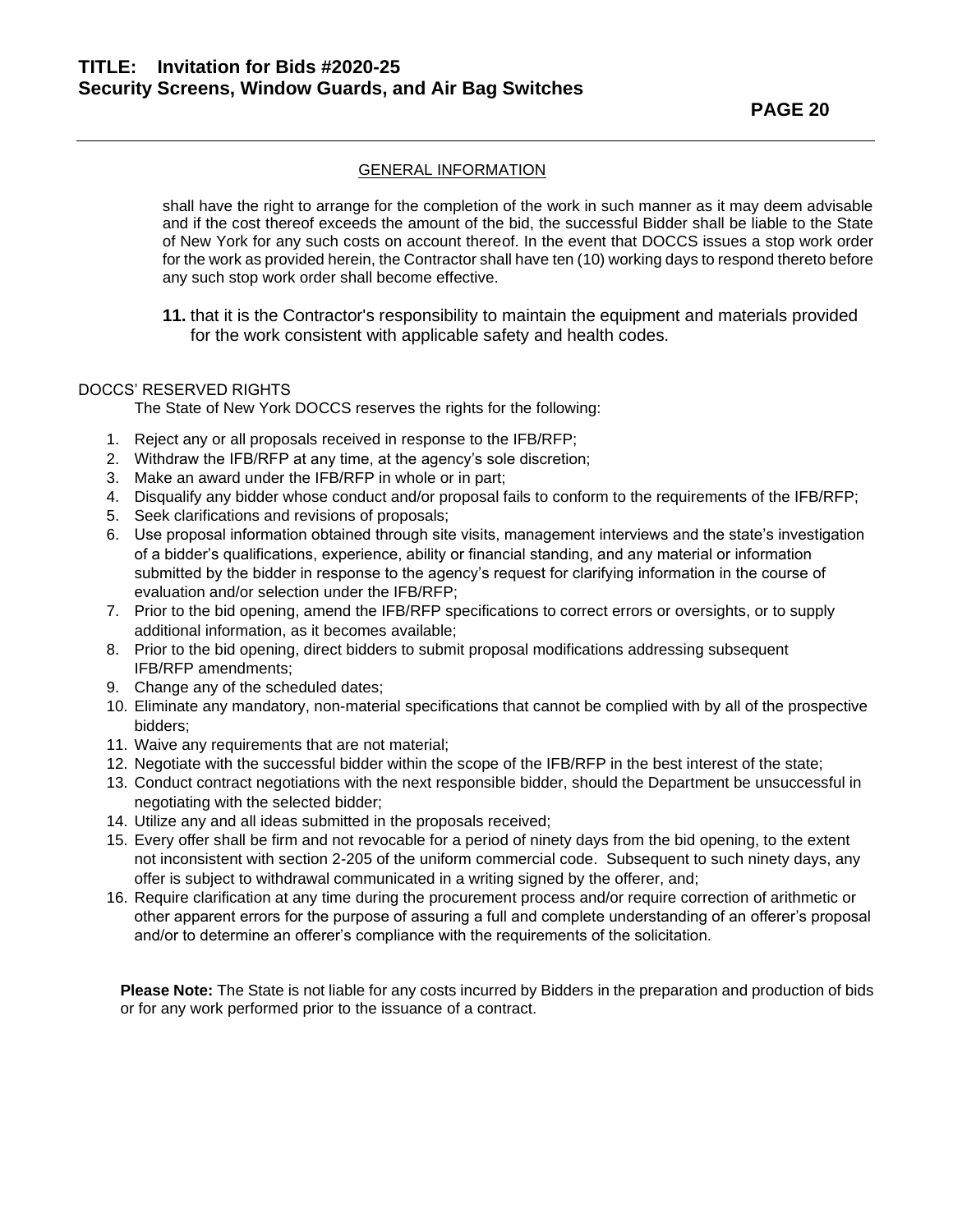## GENERAL INFORMATION

shall have the right to arrange for the completion of the work in such manner as it may deem advisable and if the cost thereof exceeds the amount of the bid, the successful Bidder shall be liable to the State of New York for any such costs on account thereof. In the event that DOCCS issues a stop work order for the work as provided herein, the Contractor shall have ten (10) working days to respond thereto before any such stop work order shall become effective.

**11.** that it is the Contractor's responsibility to maintain the equipment and materials provided for the work consistent with applicable safety and health codes.

### DOCCS' RESERVED RIGHTS

The State of New York DOCCS reserves the rights for the following:

1. Reject any or all proposals received in response to the IFB/RFP;
2. Withdraw the IFB/RFP at any time, at the agency's sole discretion;
3. Make an award under the IFB/RFP in whole or in part;
4. Disqualify any bidder whose conduct and/or proposal fails to conform to the requirements of the IFB/RFP;
5. Seek clarifications and revisions of proposals;
6. Use proposal information obtained through site visits, management interviews and the state's investigation of a bidder's qualifications, experience, ability or financial standing, and any material or information submitted by the bidder in response to the agency's request for clarifying information in the course of evaluation and/or selection under the IFB/RFP;
7. Prior to the bid opening, amend the IFB/RFP specifications to correct errors or oversights, or to supply additional information, as it becomes available;
8. Prior to the bid opening, direct bidders to submit proposal modifications addressing subsequent IFB/RFP amendments;
9. Change any of the scheduled dates;
10. Eliminate any mandatory, non-material specifications that cannot be complied with by all of the prospective bidders;
11. Waive any requirements that are not material;
12. Negotiate with the successful bidder within the scope of the IFB/RFP in the best interest of the state;
13. Conduct contract negotiations with the next responsible bidder, should the Department be unsuccessful in negotiating with the selected bidder;
14. Utilize any and all ideas submitted in the proposals received;
15. Every offer shall be firm and not revocable for a period of ninety days from the bid opening, to the extent not inconsistent with section 2-205 of the uniform commercial code. Subsequent to such ninety days, any offer is subject to withdrawal communicated in a writing signed by the offerer, and;
16. Require clarification at any time during the procurement process and/or require correction of arithmetic or other apparent errors for the purpose of assuring a full and complete understanding of an offerer's proposal and/or to determine an offerer's compliance with the requirements of the solicitation.

**Please Note:** The State is not liable for any costs incurred by Bidders in the preparation and production of bids or for any work performed prior to the issuance of a contract.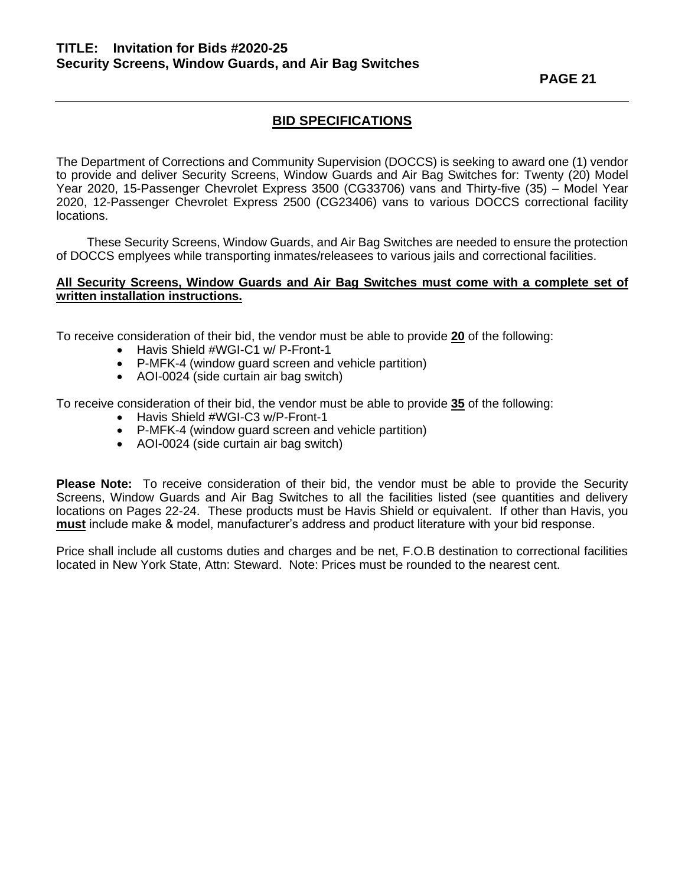## BID SPECIFICATIONS

The Department of Corrections and Community Supervision (DOCCS) is seeking to award one (1) vendor to provide and deliver Security Screens, Window Guards and Air Bag Switches for: Twenty (20) Model Year 2020, 15-Passenger Chevrolet Express 3500 (CG33706) vans and Thirty-five (35) – Model Year 2020, 12-Passenger Chevrolet Express 2500 (CG23406) vans to various DOCCS correctional facility locations.

These Security Screens, Window Guards, and Air Bag Switches are needed to ensure the protection of DOCCS emplyees while transporting inmates/releasees to various jails and correctional facilities.

**All Security Screens, Window Guards and Air Bag Switches must come with a complete set of written installation instructions.**

To receive consideration of their bid, the vendor must be able to provide **20** of the following:

- Havis Shield #WGI-C1 w/ P-Front-1
- P-MFK-4 (window guard screen and vehicle partition)
- AOI-0024 (side curtain air bag switch)

To receive consideration of their bid, the vendor must be able to provide **35** of the following:

- Havis Shield #WGI-C3 w/P-Front-1
- P-MFK-4 (window guard screen and vehicle partition)
- AOI-0024 (side curtain air bag switch)

**Please Note:** To receive consideration of their bid, the vendor must be able to provide the Security Screens, Window Guards and Air Bag Switches to all the facilities listed (see quantities and delivery locations on Pages 22-24. These products must be Havis Shield or equivalent. If other than Havis, you **must** include make & model, manufacturer's address and product literature with your bid response.

Price shall include all customs duties and charges and be net, F.O.B destination to correctional facilities located in New York State, Attn: Steward. Note: Prices must be rounded to the nearest cent.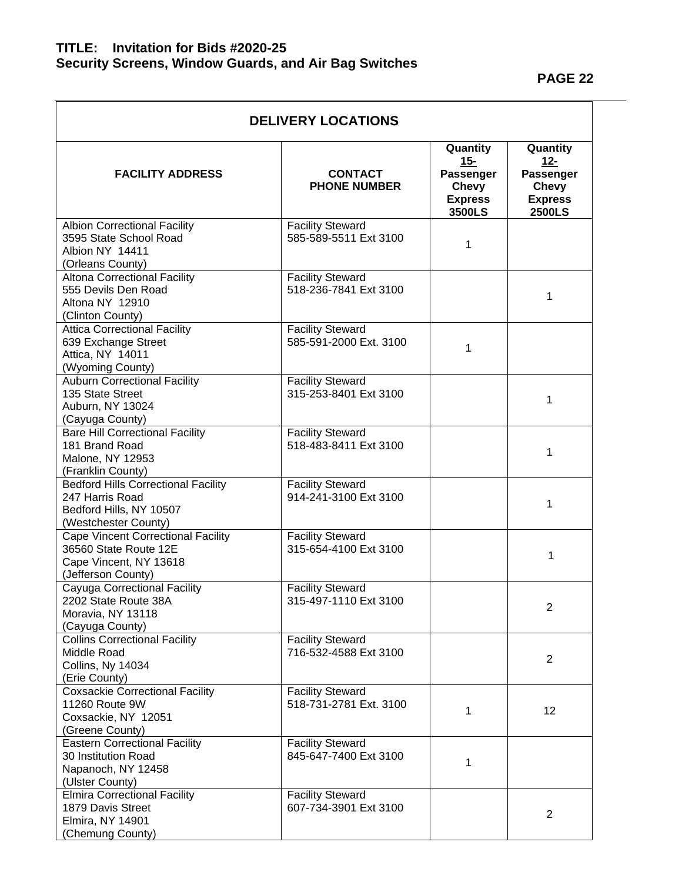# TITLE: Invitation for Bids #2020-25
## Security Screens, Window Guards, and Air Bag Switches

| DELIVERY LOCATIONS | | | |
|---|---|---|---|
| **FACILITY ADDRESS** | **CONTACT PHONE NUMBER** | **Quantity 15-Passenger Chevy Express 3500LS** | **Quantity 12-Passenger Chevy Express 2500LS** |
| Albion Correctional Facility<br>3595 State School Road<br>Albion NY 14411<br>(Orleans County) | Facility Steward<br>585-589-5511 Ext 3100 | 1 | |
| Altona Correctional Facility<br>555 Devils Den Road<br>Altona NY 12910<br>(Clinton County) | Facility Steward<br>518-236-7841 Ext 3100 | | 1 |
| Attica Correctional Facility<br>639 Exchange Street<br>Attica, NY 14011<br>(Wyoming County) | Facility Steward<br>585-591-2000 Ext. 3100 | 1 | |
| Auburn Correctional Facility<br>135 State Street<br>Auburn, NY 13024<br>(Cayuga County) | Facility Steward<br>315-253-8401 Ext 3100 | | 1 |
| Bare Hill Correctional Facility<br>181 Brand Road<br>Malone, NY 12953<br>(Franklin County) | Facility Steward<br>518-483-8411 Ext 3100 | | 1 |
| Bedford Hills Correctional Facility<br>247 Harris Road<br>Bedford Hills, NY 10507<br>(Westchester County) | Facility Steward<br>914-241-3100 Ext 3100 | | 1 |
| Cape Vincent Correctional Facility<br>36560 State Route 12E<br>Cape Vincent, NY 13618<br>(Jefferson County) | Facility Steward<br>315-654-4100 Ext 3100 | | 1 |
| Cayuga Correctional Facility<br>2202 State Route 38A<br>Moravia, NY 13118<br>(Cayuga County) | Facility Steward<br>315-497-1110 Ext 3100 | | 2 |
| Collins Correctional Facility<br>Middle Road<br>Collins, Ny 14034<br>(Erie County) | Facility Steward<br>716-532-4588 Ext 3100 | | 2 |
| Coxsackie Correctional Facility<br>11260 Route 9W<br>Coxsackie, NY 12051<br>(Greene County) | Facility Steward<br>518-731-2781 Ext. 3100 | 1 | 12 |
| Eastern Correctional Facility<br>30 Institution Road<br>Napanoch, NY 12458<br>(Ulster County) | Facility Steward<br>845-647-7400 Ext 3100 | 1 | |
| Elmira Correctional Facility<br>1879 Davis Street<br>Elmira, NY 14901<br>(Chemung County) | Facility Steward<br>607-734-3901 Ext 3100 | | 2 |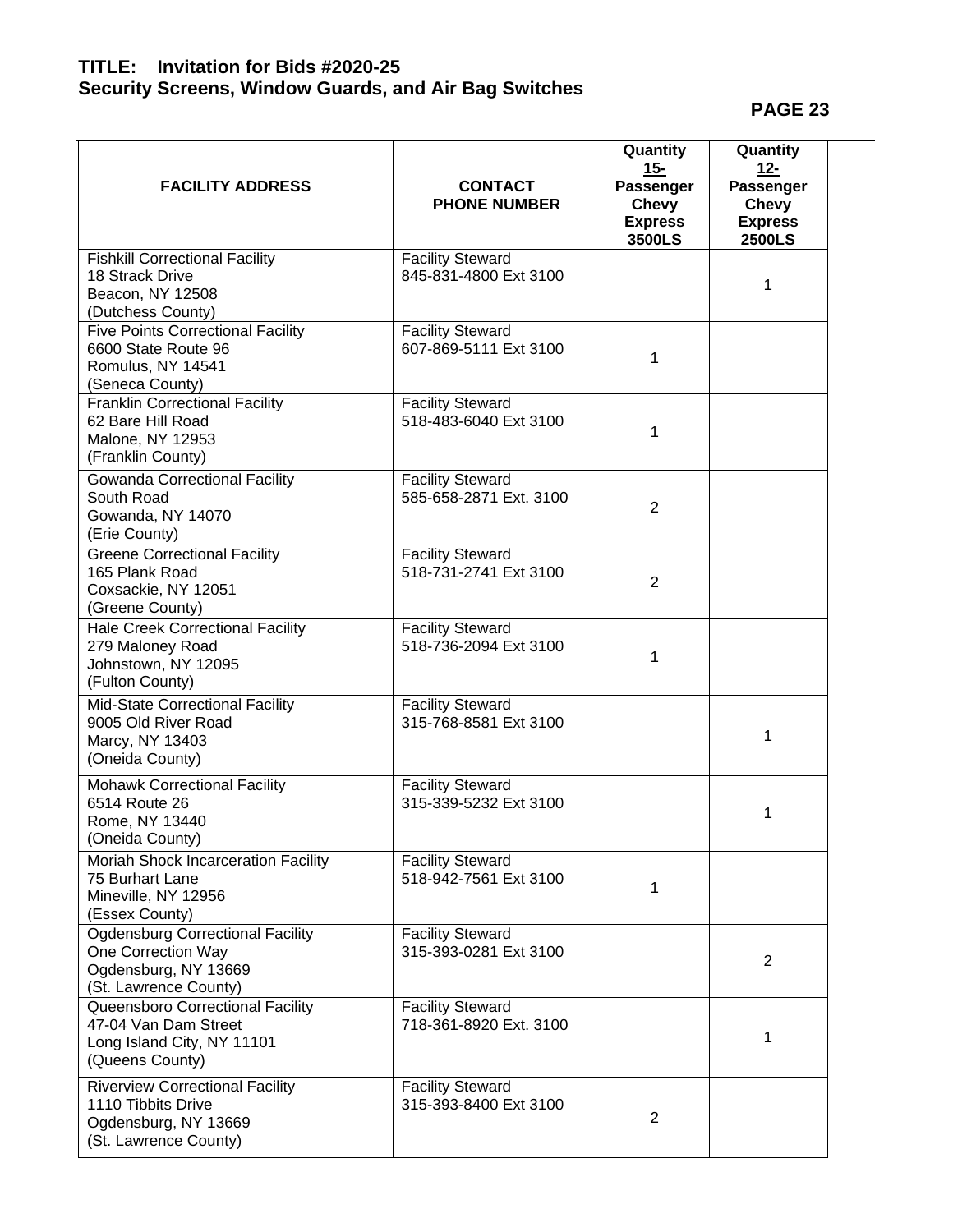| FACILITY ADDRESS | CONTACT PHONE NUMBER | Quantity 15- Passenger Chevy Express 3500LS | Quantity 12- Passenger Chevy Express 2500LS |
|---|---|---|---|
| Fishkill Correctional Facility<br>18 Strack Drive<br>Beacon, NY 12508<br>(Dutchess County) | Facility Steward<br>845-831-4800 Ext 3100 | | 1 |
| Five Points Correctional Facility<br>6600 State Route 96<br>Romulus, NY 14541<br>(Seneca County) | Facility Steward<br>607-869-5111 Ext 3100 | 1 | |
| Franklin Correctional Facility<br>62 Bare Hill Road<br>Malone, NY 12953<br>(Franklin County) | Facility Steward<br>518-483-6040 Ext 3100 | 1 | |
| Gowanda Correctional Facility<br>South Road<br>Gowanda, NY 14070<br>(Erie County) | Facility Steward<br>585-658-2871 Ext. 3100 | 2 | |
| Greene Correctional Facility<br>165 Plank Road<br>Coxsackie, NY 12051<br>(Greene County) | Facility Steward<br>518-731-2741 Ext 3100 | 2 | |
| Hale Creek Correctional Facility<br>279 Maloney Road<br>Johnstown, NY 12095<br>(Fulton County) | Facility Steward<br>518-736-2094 Ext 3100 | 1 | |
| Mid-State Correctional Facility<br>9005 Old River Road<br>Marcy, NY 13403<br>(Oneida County) | Facility Steward<br>315-768-8581 Ext 3100 | | 1 |
| Mohawk Correctional Facility<br>6514 Route 26<br>Rome, NY 13440<br>(Oneida County) | Facility Steward<br>315-339-5232 Ext 3100 | | 1 |
| Moriah Shock Incarceration Facility<br>75 Burhart Lane<br>Mineville, NY 12956<br>(Essex County) | Facility Steward<br>518-942-7561 Ext 3100 | 1 | |
| Ogdensburg Correctional Facility<br>One Correction Way<br>Ogdensburg, NY 13669<br>(St. Lawrence County) | Facility Steward<br>315-393-0281 Ext 3100 | | 2 |
| Queensboro Correctional Facility<br>47-04 Van Dam Street<br>Long Island City, NY 11101<br>(Queens County) | Facility Steward<br>718-361-8920 Ext. 3100 | | 1 |
| Riverview Correctional Facility<br>1110 Tibbits Drive<br>Ogdensburg, NY 13669<br>(St. Lawrence County) | Facility Steward<br>315-393-8400 Ext 3100 | 2 | |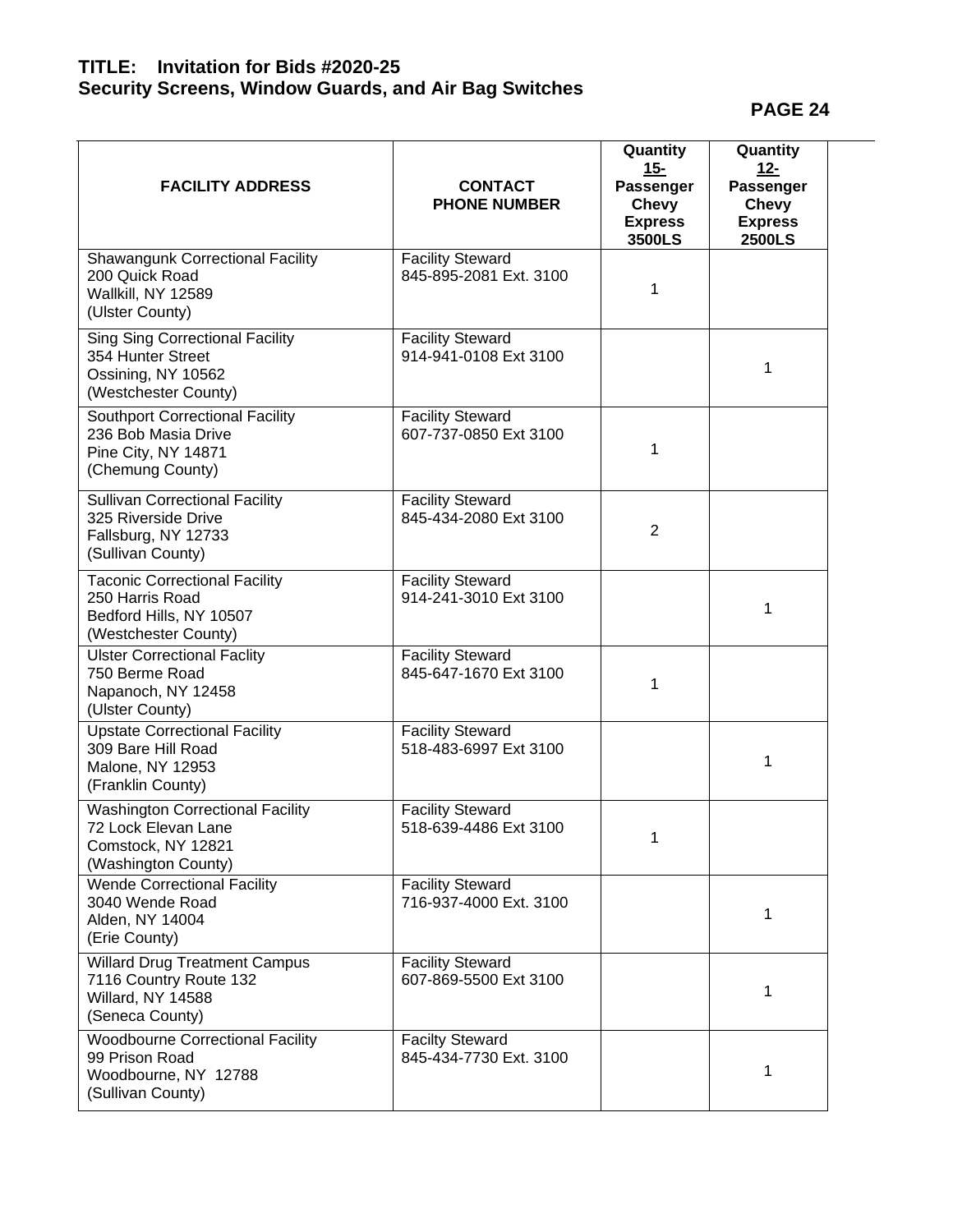## TITLE: Invitation for Bids #2020-25
## Security Screens, Window Guards, and Air Bag Switches

| FACILITY ADDRESS | CONTACT PHONE NUMBER | Quantity 15-Passenger Chevy Express 3500LS | Quantity 12-Passenger Chevy Express 2500LS |
|---|---|---|---|
| Shawangunk Correctional Facility<br>200 Quick Road<br>Wallkill, NY 12589<br>(Ulster County) | Facility Steward<br>845-895-2081 Ext. 3100 | 1 | |
| Sing Sing Correctional Facility<br>354 Hunter Street<br>Ossining, NY 10562<br>(Westchester County) | Facility Steward<br>914-941-0108 Ext 3100 | | 1 |
| Southport Correctional Facility<br>236 Bob Masia Drive<br>Pine City, NY 14871<br>(Chemung County) | Facility Steward<br>607-737-0850 Ext 3100 | 1 | |
| Sullivan Correctional Facility<br>325 Riverside Drive<br>Fallsburg, NY 12733<br>(Sullivan County) | Facility Steward<br>845-434-2080 Ext 3100 | 2 | |
| Taconic Correctional Facility<br>250 Harris Road<br>Bedford Hills, NY 10507<br>(Westchester County) | Facility Steward<br>914-241-3010 Ext 3100 | | 1 |
| Ulster Correctional Faclity<br>750 Berme Road<br>Napanoch, NY 12458<br>(Ulster County) | Facility Steward<br>845-647-1670 Ext 3100 | 1 | |
| Upstate Correctional Facility<br>309 Bare Hill Road<br>Malone, NY 12953<br>(Franklin County) | Facility Steward<br>518-483-6997 Ext 3100 | | 1 |
| Washington Correctional Facility<br>72 Lock Elevan Lane<br>Comstock, NY 12821<br>(Washington County) | Facility Steward<br>518-639-4486 Ext 3100 | 1 | |
| Wende Correctional Facility<br>3040 Wende Road<br>Alden, NY 14004<br>(Erie County) | Facility Steward<br>716-937-4000 Ext. 3100 | | 1 |
| Willard Drug Treatment Campus<br>7116 Country Route 132<br>Willard, NY 14588<br>(Seneca County) | Facility Steward<br>607-869-5500 Ext 3100 | | 1 |
| Woodbourne Correctional Facility<br>99 Prison Road<br>Woodbourne, NY 12788<br>(Sullivan County) | Facilty Steward<br>845-434-7730 Ext. 3100 | | 1 |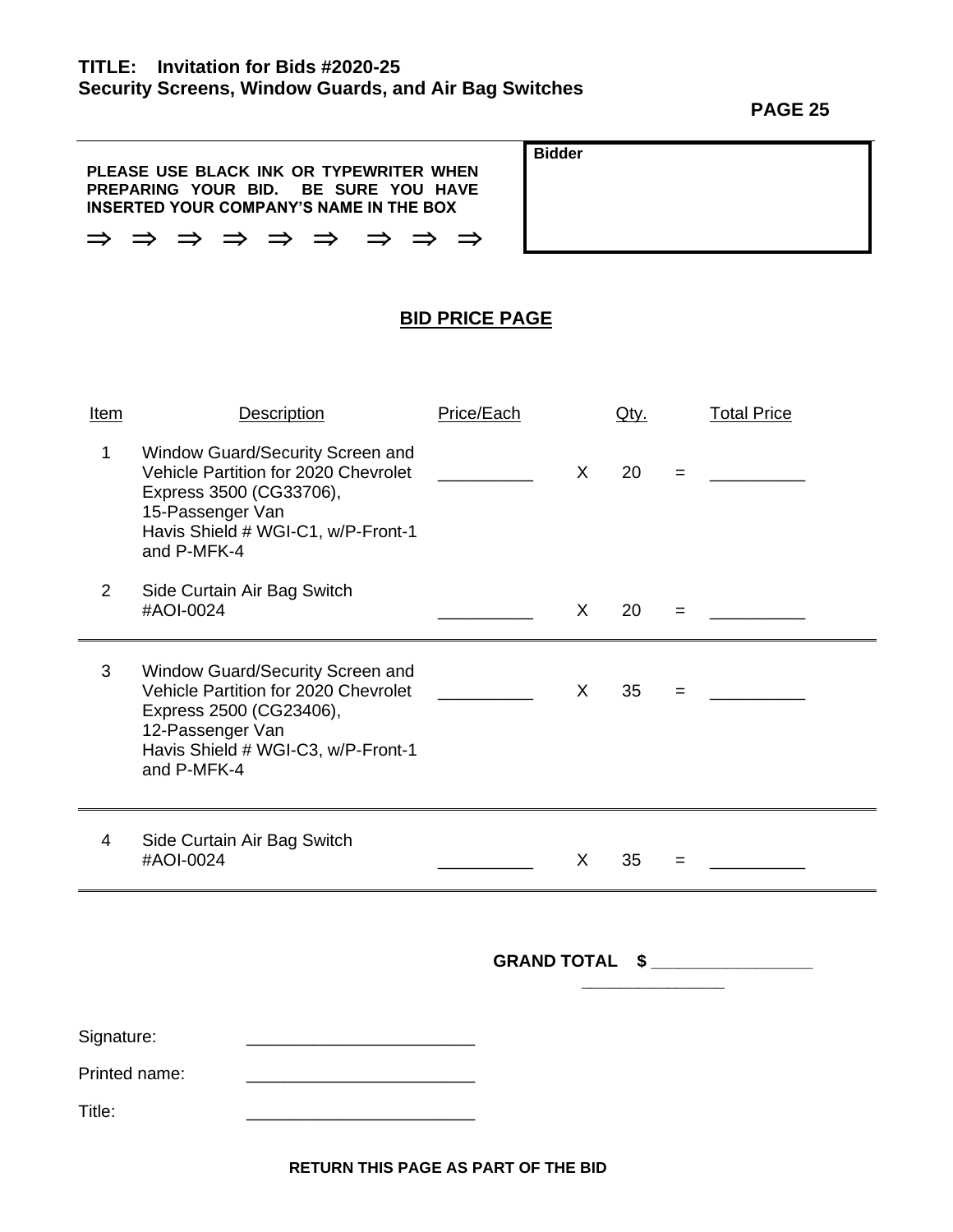**TITLE: Invitation for Bids #2020-25**
**Security Screens, Window Guards, and Air Bag Switches**

**PLEASE USE BLACK INK OR TYPEWRITER WHEN PREPARING YOUR BID. BE SURE YOU HAVE INSERTED YOUR COMPANY'S NAME IN THE BOX**

⇒ ⇒ ⇒ ⇒ ⇒ ⇒ ⇒ ⇒ ⇒

| **Bidder** |
|---|
| |

## BID PRICE PAGE

| Item | Description | Price/Each | | Qty. | | Total Price |
|---|---|---|---|---|---|---|
| 1 | Window Guard/Security Screen and Vehicle Partition for 2020 Chevrolet Express 3500 (CG33706), 15-Passenger Van Havis Shield # WGI-C1, w/P-Front-1 and P-MFK-4 | __________ | X | 20 | = | __________ |
| 2 | Side Curtain Air Bag Switch #AOI-0024 | __________ | X | 20 | = | __________ |
| 3 | Window Guard/Security Screen and Vehicle Partition for 2020 Chevrolet Express 2500 (CG23406), 12-Passenger Van Havis Shield # WGI-C3, w/P-Front-1 and P-MFK-4 | __________ | X | 35 | = | __________ |
| 4 | Side Curtain Air Bag Switch #AOI-0024 | __________ | X | 35 | = | __________ |

**GRAND TOTAL $ ________________**

Signature: ________________________

Printed name: ________________________

Title: ________________________

**RETURN THIS PAGE AS PART OF THE BID**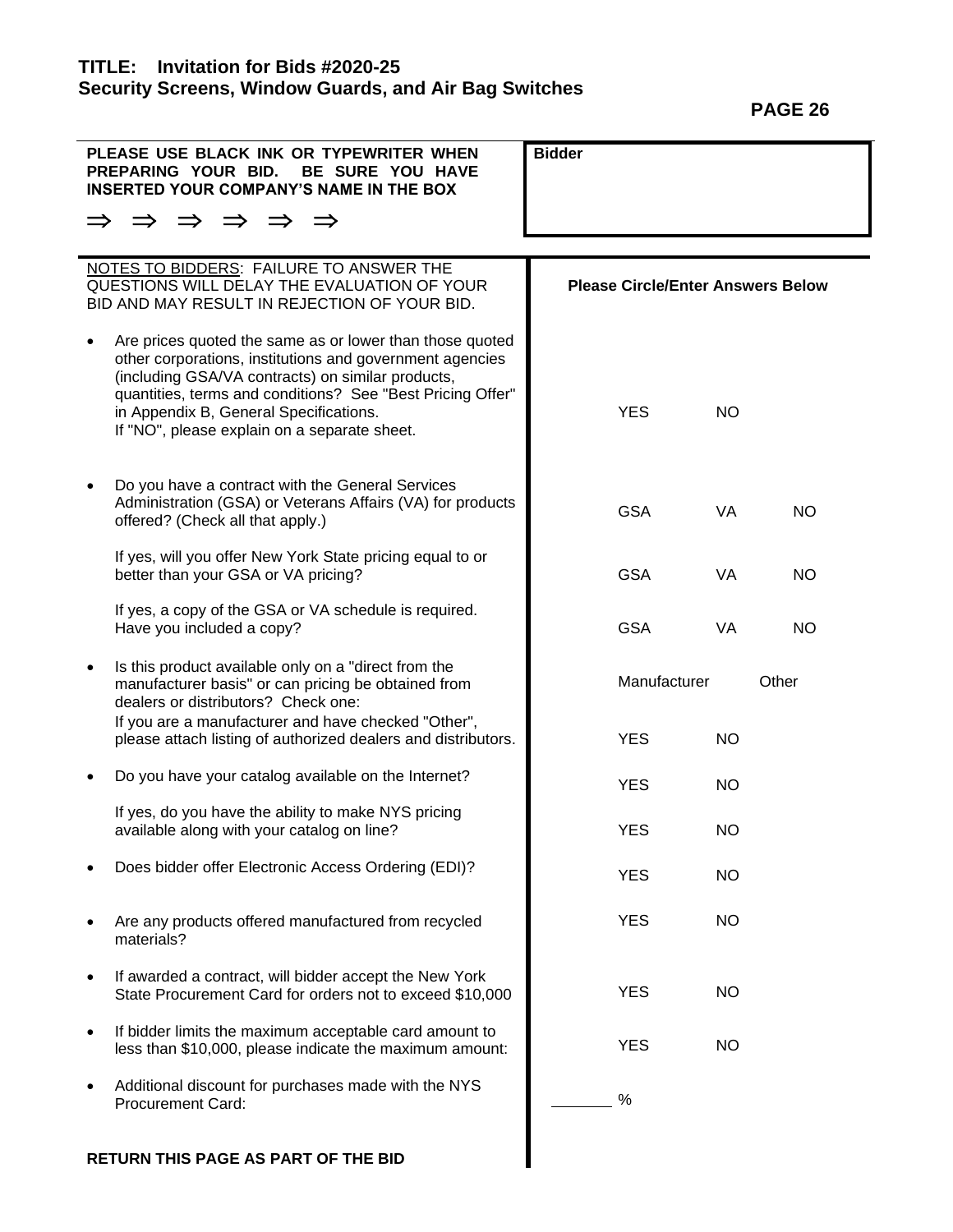**TITLE: Invitation for Bids #2020-25**
**Security Screens, Window Guards, and Air Bag Switches**

| **PLEASE USE BLACK INK OR TYPEWRITER WHEN PREPARING YOUR BID. BE SURE YOU HAVE INSERTED YOUR COMPANY'S NAME IN THE BOX** ⇒ ⇒ ⇒ ⇒ ⇒ ⇒ | **Bidder** |
|---|---|

| NOTES TO BIDDERS: FAILURE TO ANSWER THE QUESTIONS WILL DELAY THE EVALUATION OF YOUR BID AND MAY RESULT IN REJECTION OF YOUR BID. | **Please Circle/Enter Answers Below** | | |
|---|---|---|---|
| • Are prices quoted the same as or lower than those quoted other corporations, institutions and government agencies (including GSA/VA contracts) on similar products, quantities, terms and conditions? See "Best Pricing Offer" in Appendix B, General Specifications. If "NO", please explain on a separate sheet. | YES | NO | |
| • Do you have a contract with the General Services Administration (GSA) or Veterans Affairs (VA) for products offered? (Check all that apply.) | GSA | VA | NO |
| If yes, will you offer New York State pricing equal to or better than your GSA or VA pricing? | GSA | VA | NO |
| If yes, a copy of the GSA or VA schedule is required. Have you included a copy? | GSA | VA | NO |
| • Is this product available only on a "direct from the manufacturer basis" or can pricing be obtained from dealers or distributors? Check one: | Manufacturer | Other | |
| If you are a manufacturer and have checked "Other", please attach listing of authorized dealers and distributors. | YES | NO | |
| • Do you have your catalog available on the Internet? | YES | NO | |
| If yes, do you have the ability to make NYS pricing available along with your catalog on line? | YES | NO | |
| • Does bidder offer Electronic Access Ordering (EDI)? | YES | NO | |
| • Are any products offered manufactured from recycled materials? | YES | NO | |
| • If awarded a contract, will bidder accept the New York State Procurement Card for orders not to exceed $10,000 | YES | NO | |
| • If bidder limits the maximum acceptable card amount to less than $10,000, please indicate the maximum amount: | YES | NO | |
| • Additional discount for purchases made with the NYS Procurement Card: | _______ % | | |

**RETURN THIS PAGE AS PART OF THE BID**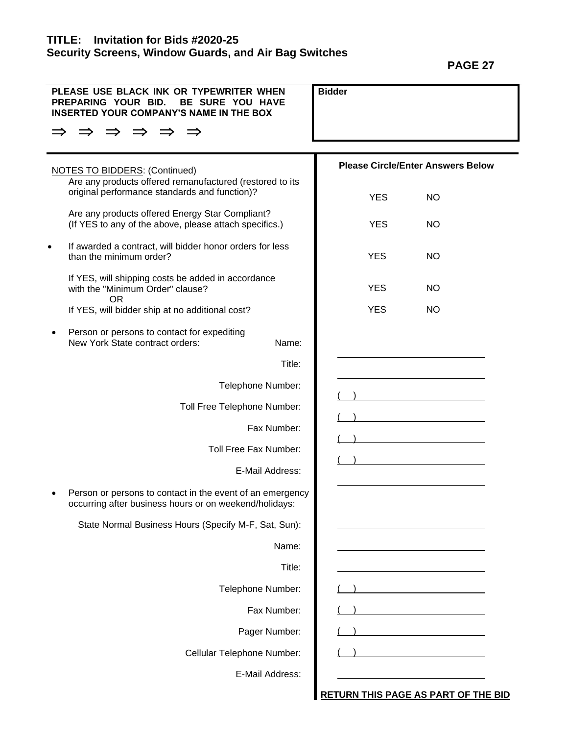**TITLE: Invitation for Bids #2020-25**
**Security Screens, Window Guards, and Air Bag Switches**

| **PLEASE USE BLACK INK OR TYPEWRITER WHEN PREPARING YOUR BID. BE SURE YOU HAVE INSERTED YOUR COMPANY'S NAME IN THE BOX** ⇒ ⇒ ⇒ ⇒ ⇒ ⇒ | **Bidder** |
|---|---|

| NOTES TO BIDDERS: (Continued) | **Please Circle/Enter Answers Below** | |
|---|---|---|
| Are any products offered remanufactured (restored to its original performance standards and function)? | YES | NO |
| Are any products offered Energy Star Compliant? (If YES to any of the above, please attach specifics.) | YES | NO |
| • If awarded a contract, will bidder honor orders for less than the minimum order? | YES | NO |
| If YES, will shipping costs be added in accordance with the "Minimum Order" clause? | YES | NO |
| OR | | |
| If YES, will bidder ship at no additional cost? | YES | NO |

- Person or persons to contact for expediting New York State contract orders:

| | |
|---|---|
| Name: | |
| Title: | |
| Telephone Number: | ( ) |
| Toll Free Telephone Number: | ( ) |
| Fax Number: | ( ) |
| Toll Free Fax Number: | ( ) |
| E-Mail Address: | |

- Person or persons to contact in the event of an emergency occurring after business hours or on weekend/holidays:

| | |
|---|---|
| State Normal Business Hours (Specify M-F, Sat, Sun): | |
| Name: | |
| Title: | |
| Telephone Number: | ( ) |
| Fax Number: | ( ) |
| Pager Number: | ( ) |
| Cellular Telephone Number: | ( ) |
| E-Mail Address: | |

**RETURN THIS PAGE AS PART OF THE BID**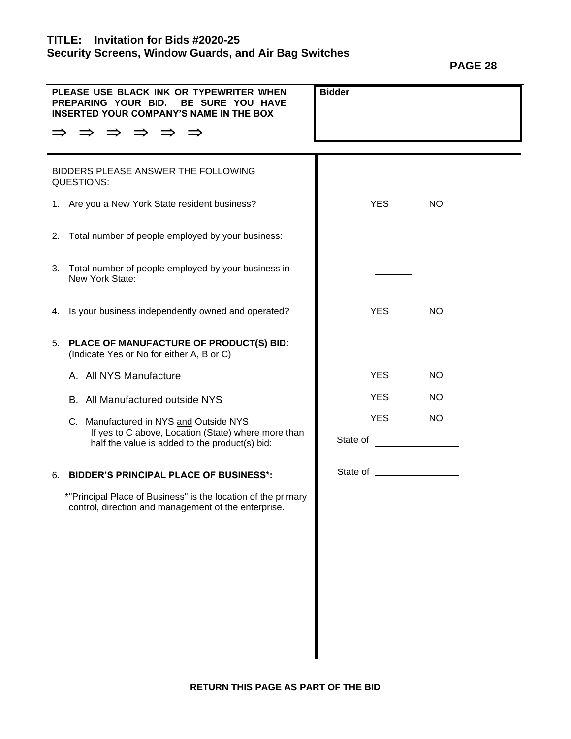**TITLE: Invitation for Bids #2020-25**
**Security Screens, Window Guards, and Air Bag Switches**

| | |
|---|---|
| **PLEASE USE BLACK INK OR TYPEWRITER WHEN PREPARING YOUR BID. BE SURE YOU HAVE INSERTED YOUR COMPANY'S NAME IN THE BOX** ⇒ ⇒ ⇒ ⇒ ⇒ ⇒ | **Bidder** |

BIDDERS PLEASE ANSWER THE FOLLOWING QUESTIONS:

| | | |
|---|---|---|
| 1. Are you a New York State resident business? | YES | NO |
| 2. Total number of people employed by your business: | ______ | |
| 3. Total number of people employed by your business in New York State: | ______ | |
| 4. Is your business independently owned and operated? | YES | NO |
| 5. **PLACE OF MANUFACTURE OF PRODUCT(S) BID**: (Indicate Yes or No for either A, B or C) | | |
| A. All NYS Manufacture | YES | NO |
| B. All Manufactured outside NYS | YES | NO |
| C. Manufactured in NYS and Outside NYS | YES | NO |
| If yes to C above, Location (State) where more than half the value is added to the product(s) bid: | State of ______________ | |
| 6. **BIDDER'S PRINCIPAL PLACE OF BUSINESS***: | State of ______________ | |

*"Principal Place of Business" is the location of the primary control, direction and management of the enterprise.

**RETURN THIS PAGE AS PART OF THE BID**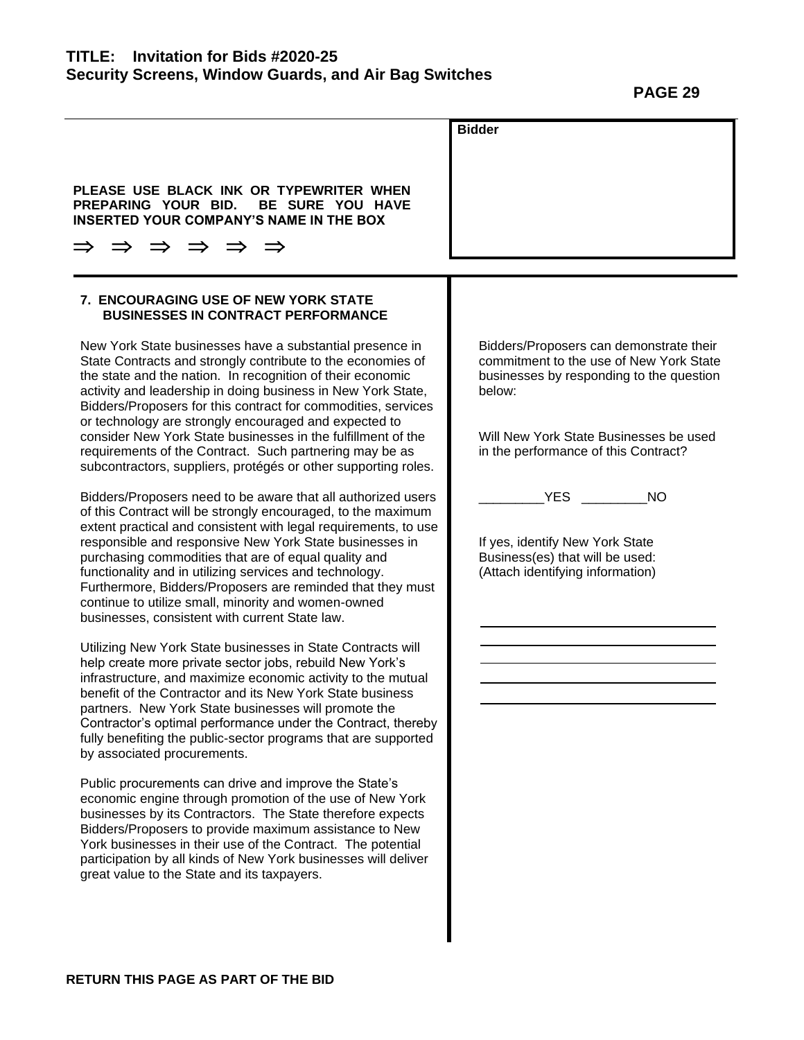**PLEASE USE BLACK INK OR TYPEWRITER WHEN PREPARING YOUR BID. BE SURE YOU HAVE INSERTED YOUR COMPANY'S NAME IN THE BOX**

⇒ ⇒ ⇒ ⇒ ⇒ ⇒

**Bidder**

### 7. ENCOURAGING USE OF NEW YORK STATE BUSINESSES IN CONTRACT PERFORMANCE

New York State businesses have a substantial presence in State Contracts and strongly contribute to the economies of the state and the nation. In recognition of their economic activity and leadership in doing business in New York State, Bidders/Proposers for this contract for commodities, services or technology are strongly encouraged and expected to consider New York State businesses in the fulfillment of the requirements of the Contract. Such partnering may be as subcontractors, suppliers, protégés or other supporting roles.

Bidders/Proposers need to be aware that all authorized users of this Contract will be strongly encouraged, to the maximum extent practical and consistent with legal requirements, to use responsible and responsive New York State businesses in purchasing commodities that are of equal quality and functionality and in utilizing services and technology. Furthermore, Bidders/Proposers are reminded that they must continue to utilize small, minority and women-owned businesses, consistent with current State law.

Utilizing New York State businesses in State Contracts will help create more private sector jobs, rebuild New York's infrastructure, and maximize economic activity to the mutual benefit of the Contractor and its New York State business partners. New York State businesses will promote the Contractor's optimal performance under the Contract, thereby fully benefiting the public-sector programs that are supported by associated procurements.

Public procurements can drive and improve the State's economic engine through promotion of the use of New York businesses by its Contractors. The State therefore expects Bidders/Proposers to provide maximum assistance to New York businesses in their use of the Contract. The potential participation by all kinds of New York businesses will deliver great value to the State and its taxpayers.

Bidders/Proposers can demonstrate their commitment to the use of New York State businesses by responding to the question below:

Will New York State Businesses be used in the performance of this Contract?

_________YES _________NO

If yes, identify New York State Business(es) that will be used: (Attach identifying information)

______________________________

______________________________

______________________________

______________________________

______________________________

**RETURN THIS PAGE AS PART OF THE BID**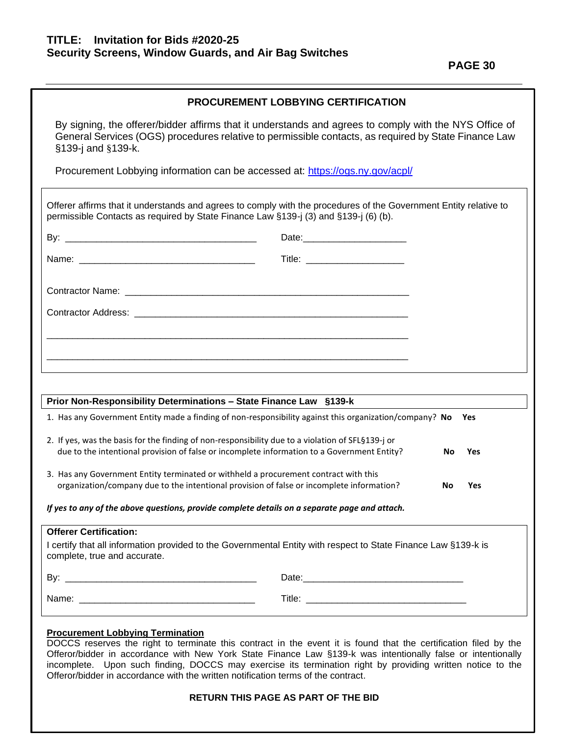## PROCUREMENT LOBBYING CERTIFICATION

By signing, the offerer/bidder affirms that it understands and agrees to comply with the NYS Office of General Services (OGS) procedures relative to permissible contacts, as required by State Finance Law §139-j and §139-k.

Procurement Lobbying information can be accessed at: [https://ogs.ny.gov/acpl/](https://ogs.ny.gov/acpl/)

Offerer affirms that it understands and agrees to comply with the procedures of the Government Entity relative to permissible Contacts as required by State Finance Law §139-j (3) and §139-j (6) (b).

By: ______________________________________ Date:____________________

Name: ___________________________________ Title: ___________________

Contractor Name: ________________________________________________________

Contractor Address: ______________________________________________________

__________________________________________________________________________

__________________________________________________________________________

**Prior Non-Responsibility Determinations – State Finance Law §139-k**

1. Has any Government Entity made a finding of non-responsibility against this organization/company? **No** **Yes**

2. If yes, was the basis for the finding of non-responsibility due to a violation of SFL§139-j or due to the intentional provision of false or incomplete information to a Government Entity? **No** **Yes**

3. Has any Government Entity terminated or withheld a procurement contract with this organization/company due to the intentional provision of false or incomplete information? **No** **Yes**

***If yes to any of the above questions, provide complete details on a separate page and attach.***

**Offerer Certification:**

I certify that all information provided to the Governmental Entity with respect to State Finance Law §139-k is complete, true and accurate.

By: ______________________________________ Date:______________________________

Name: ___________________________________ Title: _______________________________

**Procurement Lobbying Termination**

DOCCS reserves the right to terminate this contract in the event it is found that the certification filed by the Offeror/bidder in accordance with New York State Finance Law §139-k was intentionally false or intentionally incomplete. Upon such finding, DOCCS may exercise its termination right by providing written notice to the Offeror/bidder in accordance with the written notification terms of the contract.

**RETURN THIS PAGE AS PART OF THE BID**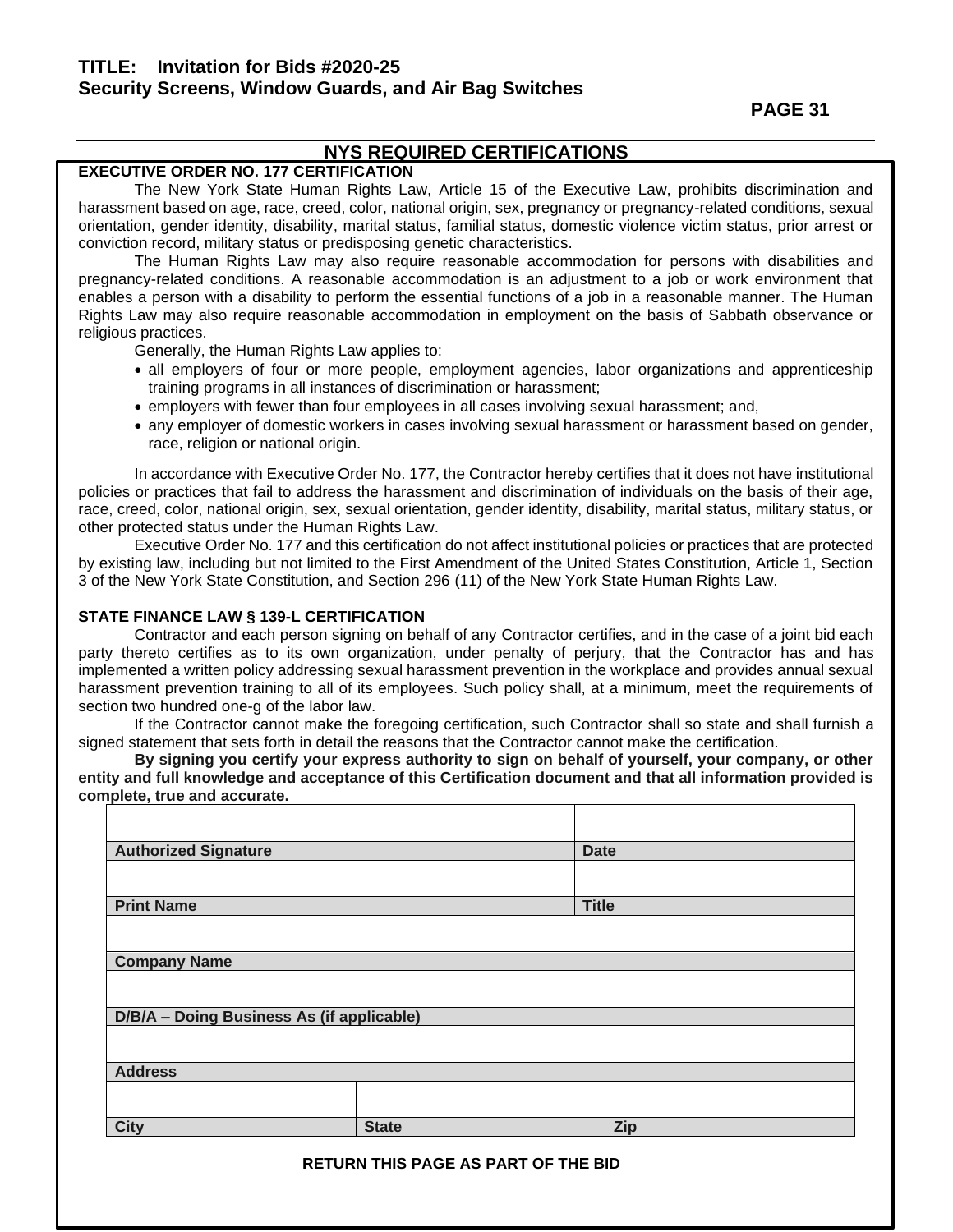## NYS REQUIRED CERTIFICATIONS

### EXECUTIVE ORDER NO. 177 CERTIFICATION

The New York State Human Rights Law, Article 15 of the Executive Law, prohibits discrimination and harassment based on age, race, creed, color, national origin, sex, pregnancy or pregnancy-related conditions, sexual orientation, gender identity, disability, marital status, familial status, domestic violence victim status, prior arrest or conviction record, military status or predisposing genetic characteristics.

The Human Rights Law may also require reasonable accommodation for persons with disabilities and pregnancy-related conditions. A reasonable accommodation is an adjustment to a job or work environment that enables a person with a disability to perform the essential functions of a job in a reasonable manner. The Human Rights Law may also require reasonable accommodation in employment on the basis of Sabbath observance or religious practices.

Generally, the Human Rights Law applies to:

- all employers of four or more people, employment agencies, labor organizations and apprenticeship training programs in all instances of discrimination or harassment;
- employers with fewer than four employees in all cases involving sexual harassment; and,
- any employer of domestic workers in cases involving sexual harassment or harassment based on gender, race, religion or national origin.

In accordance with Executive Order No. 177, the Contractor hereby certifies that it does not have institutional policies or practices that fail to address the harassment and discrimination of individuals on the basis of their age, race, creed, color, national origin, sex, sexual orientation, gender identity, disability, marital status, military status, or other protected status under the Human Rights Law.

Executive Order No. 177 and this certification do not affect institutional policies or practices that are protected by existing law, including but not limited to the First Amendment of the United States Constitution, Article 1, Section 3 of the New York State Constitution, and Section 296 (11) of the New York State Human Rights Law.

### STATE FINANCE LAW § 139-L CERTIFICATION

Contractor and each person signing on behalf of any Contractor certifies, and in the case of a joint bid each party thereto certifies as to its own organization, under penalty of perjury, that the Contractor has and has implemented a written policy addressing sexual harassment prevention in the workplace and provides annual sexual harassment prevention training to all of its employees. Such policy shall, at a minimum, meet the requirements of section two hundred one-g of the labor law.

If the Contractor cannot make the foregoing certification, such Contractor shall so state and shall furnish a signed statement that sets forth in detail the reasons that the Contractor cannot make the certification.

**By signing you certify your express authority to sign on behalf of yourself, your company, or other entity and full knowledge and acceptance of this Certification document and that all information provided is complete, true and accurate.**

| | | |
|---|---|---|
| | | |
| **Authorized Signature** | | **Date** |
| | | |
| **Print Name** | | **Title** |
| | | |
| **Company Name** | | |
| | | |
| **D/B/A – Doing Business As (if applicable)** | | |
| | | |
| **Address** | | |
| | | |
| **City** | **State** | **Zip** |

**RETURN THIS PAGE AS PART OF THE BID**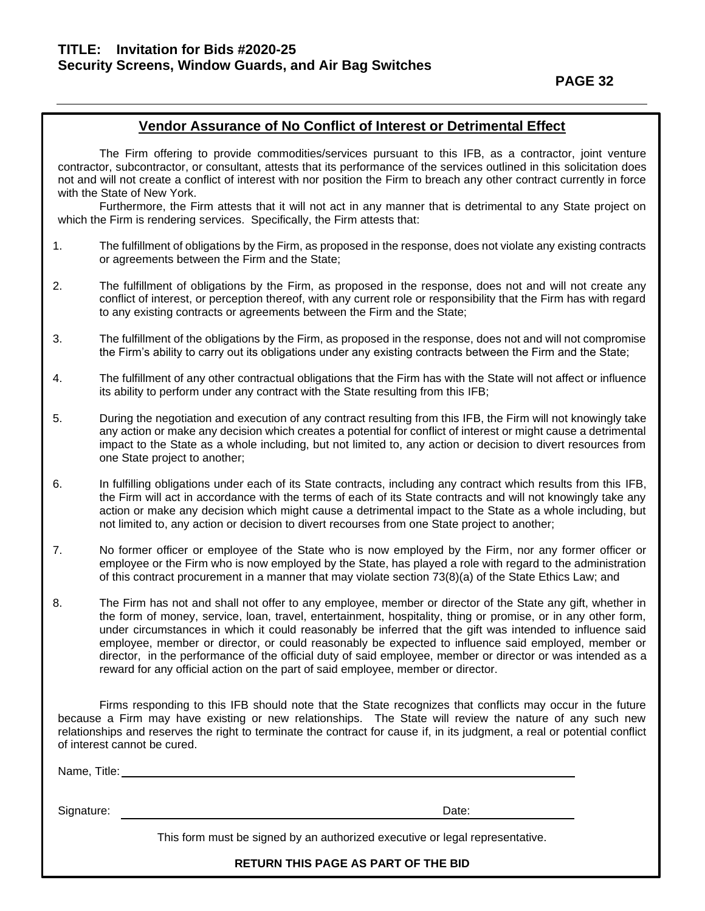## Vendor Assurance of No Conflict of Interest or Detrimental Effect

The Firm offering to provide commodities/services pursuant to this IFB, as a contractor, joint venture contractor, subcontractor, or consultant, attests that its performance of the services outlined in this solicitation does not and will not create a conflict of interest with nor position the Firm to breach any other contract currently in force with the State of New York.

Furthermore, the Firm attests that it will not act in any manner that is detrimental to any State project on which the Firm is rendering services. Specifically, the Firm attests that:

1. The fulfillment of obligations by the Firm, as proposed in the response, does not violate any existing contracts or agreements between the Firm and the State;

2. The fulfillment of obligations by the Firm, as proposed in the response, does not and will not create any conflict of interest, or perception thereof, with any current role or responsibility that the Firm has with regard to any existing contracts or agreements between the Firm and the State;

3. The fulfillment of the obligations by the Firm, as proposed in the response, does not and will not compromise the Firm's ability to carry out its obligations under any existing contracts between the Firm and the State;

4. The fulfillment of any other contractual obligations that the Firm has with the State will not affect or influence its ability to perform under any contract with the State resulting from this IFB;

5. During the negotiation and execution of any contract resulting from this IFB, the Firm will not knowingly take any action or make any decision which creates a potential for conflict of interest or might cause a detrimental impact to the State as a whole including, but not limited to, any action or decision to divert resources from one State project to another;

6. In fulfilling obligations under each of its State contracts, including any contract which results from this IFB, the Firm will act in accordance with the terms of each of its State contracts and will not knowingly take any action or make any decision which might cause a detrimental impact to the State as a whole including, but not limited to, any action or decision to divert recourses from one State project to another;

7. No former officer or employee of the State who is now employed by the Firm, nor any former officer or employee or the Firm who is now employed by the State, has played a role with regard to the administration of this contract procurement in a manner that may violate section 73(8)(a) of the State Ethics Law; and

8. The Firm has not and shall not offer to any employee, member or director of the State any gift, whether in the form of money, service, loan, travel, entertainment, hospitality, thing or promise, or in any other form, under circumstances in which it could reasonably be inferred that the gift was intended to influence said employee, member or director, or could reasonably be expected to influence said employed, member or director, in the performance of the official duty of said employee, member or director or was intended as a reward for any official action on the part of said employee, member or director.

Firms responding to this IFB should note that the State recognizes that conflicts may occur in the future because a Firm may have existing or new relationships. The State will review the nature of any such new relationships and reserves the right to terminate the contract for cause if, in its judgment, a real or potential conflict of interest cannot be cured.

Name, Title: ______________________________________________

Signature: ______________________________________ Date: ______________

This form must be signed by an authorized executive or legal representative.

**RETURN THIS PAGE AS PART OF THE BID**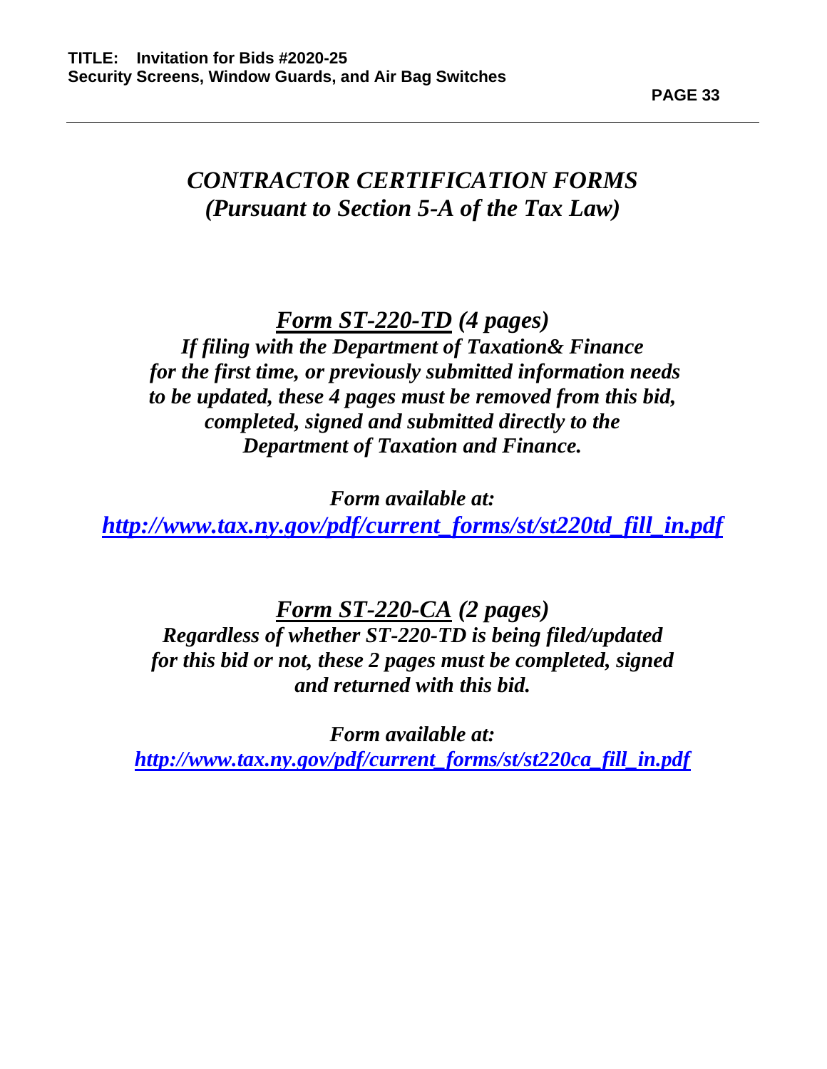# *CONTRACTOR CERTIFICATION FORMS*
# *(Pursuant to Section 5-A of the Tax Law)*

## ***Form ST-220-TD** (4 pages)*

***If filing with the Department of Taxation& Finance for the first time, or previously submitted information needs to be updated, these 4 pages must be removed from this bid, completed, signed and submitted directly to the Department of Taxation and Finance.***

***Form available at:***

***http://www.tax.ny.gov/pdf/current_forms/st/st220td_fill_in.pdf***

## ***Form ST-220-CA** (2 pages)*

***Regardless of whether ST-220-TD is being filed/updated for this bid or not, these 2 pages must be completed, signed and returned with this bid.***

***Form available at:***

***http://www.tax.ny.gov/pdf/current_forms/st/st220ca_fill_in.pdf***